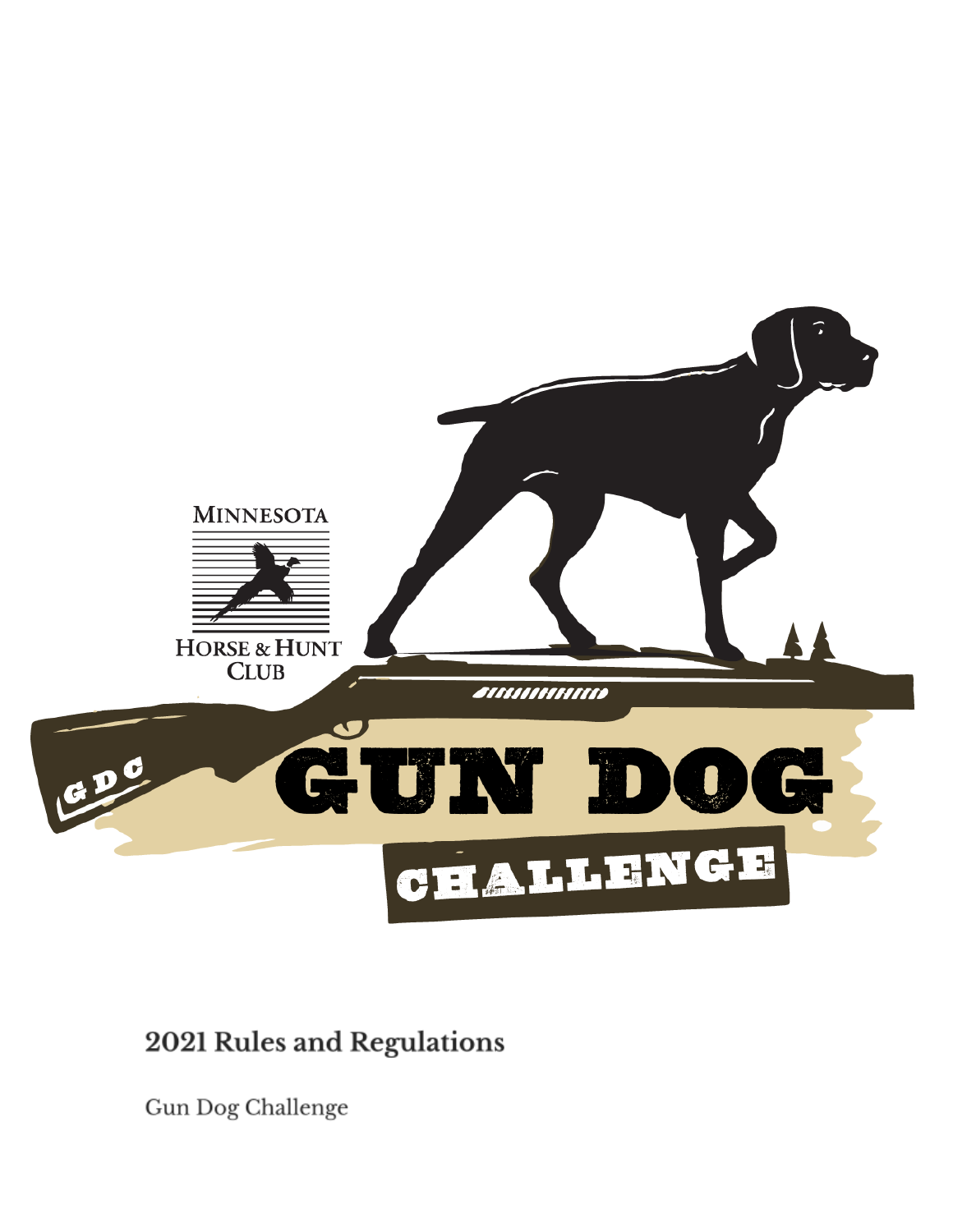# 2021 Rules and Regulations

Gun Dog Challenge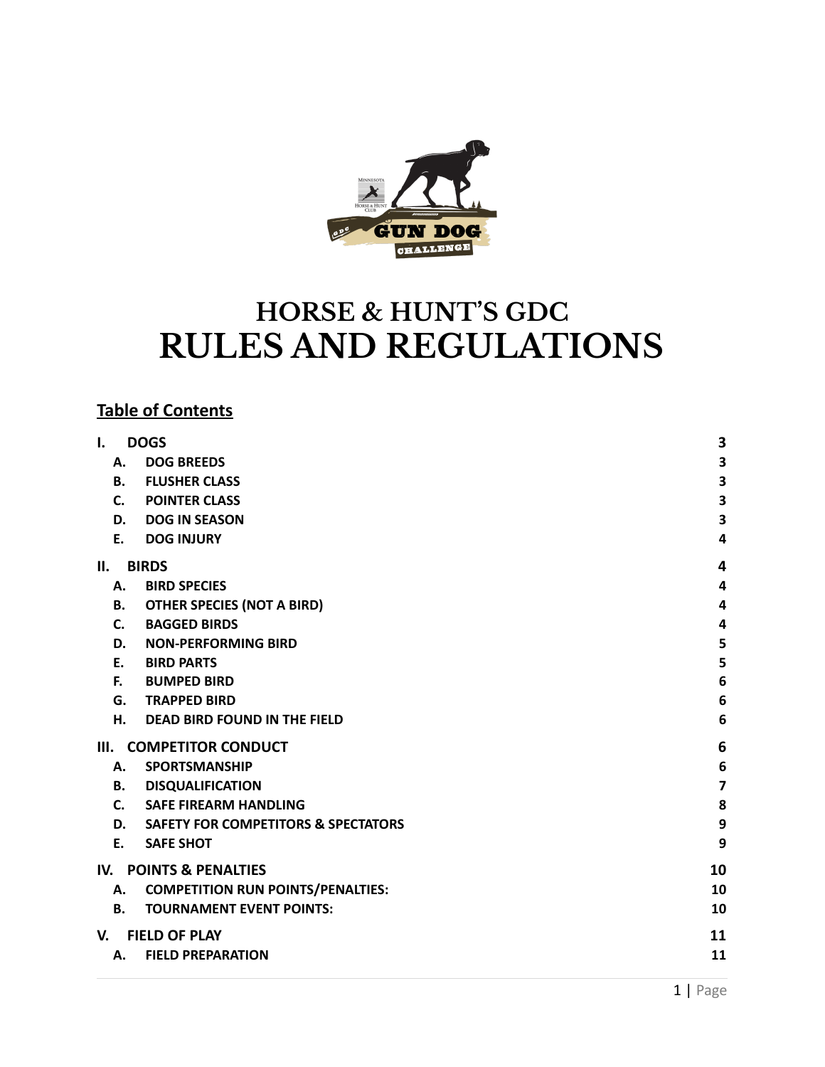# HORSE & HUNT'S GDC
# RULES AND REGULATIONS

## Table of Contents

| | | |
|---|---|---|
| **I.** | **DOGS** | **3** |
| A. | DOG BREEDS | 3 |
| B. | FLUSHER CLASS | 3 |
| C. | POINTER CLASS | 3 |
| D. | DOG IN SEASON | 3 |
| E. | DOG INJURY | 4 |
| **II.** | **BIRDS** | **4** |
| A. | BIRD SPECIES | 4 |
| B. | OTHER SPECIES (NOT A BIRD) | 4 |
| C. | BAGGED BIRDS | 4 |
| D. | NON-PERFORMING BIRD | 5 |
| E. | BIRD PARTS | 5 |
| F. | BUMPED BIRD | 6 |
| G. | TRAPPED BIRD | 6 |
| H. | DEAD BIRD FOUND IN THE FIELD | 6 |
| **III.** | **COMPETITOR CONDUCT** | **6** |
| A. | SPORTSMANSHIP | 6 |
| B. | DISQUALIFICATION | 7 |
| C. | SAFE FIREARM HANDLING | 8 |
| D. | SAFETY FOR COMPETITORS & SPECTATORS | 9 |
| E. | SAFE SHOT | 9 |
| **IV.** | **POINTS & PENALTIES** | **10** |
| A. | COMPETITION RUN POINTS/PENALTIES: | 10 |
| B. | TOURNAMENT EVENT POINTS: | 10 |
| **V.** | **FIELD OF PLAY** | **11** |
| A. | FIELD PREPARATION | 11 |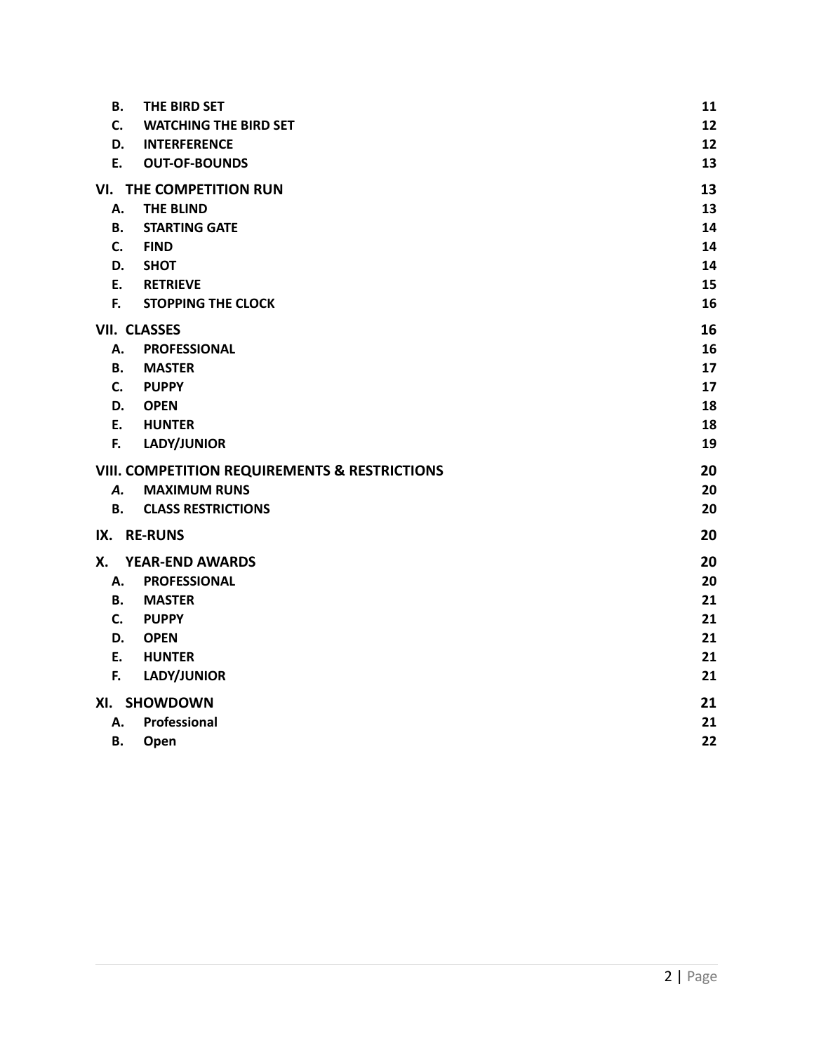| | | |
|---|---|---|
| **B.** | **THE BIRD SET** | **11** |
| **C.** | **WATCHING THE BIRD SET** | **12** |
| **D.** | **INTERFERENCE** | **12** |
| **E.** | **OUT-OF-BOUNDS** | **13** |
| **VI.** | **THE COMPETITION RUN** | **13** |
| **A.** | **THE BLIND** | **13** |
| **B.** | **STARTING GATE** | **14** |
| **C.** | **FIND** | **14** |
| **D.** | **SHOT** | **14** |
| **E.** | **RETRIEVE** | **15** |
| **F.** | **STOPPING THE CLOCK** | **16** |
| **VII.** | **CLASSES** | **16** |
| **A.** | **PROFESSIONAL** | **16** |
| **B.** | **MASTER** | **17** |
| **C.** | **PUPPY** | **17** |
| **D.** | **OPEN** | **18** |
| **E.** | **HUNTER** | **18** |
| **F.** | **LADY/JUNIOR** | **19** |
| **VIII.** | **COMPETITION REQUIREMENTS & RESTRICTIONS** | **20** |
| ***A.*** | **MAXIMUM RUNS** | **20** |
| **B.** | **CLASS RESTRICTIONS** | **20** |
| **IX.** | **RE-RUNS** | **20** |
| **X.** | **YEAR-END AWARDS** | **20** |
| **A.** | **PROFESSIONAL** | **20** |
| **B.** | **MASTER** | **21** |
| **C.** | **PUPPY** | **21** |
| **D.** | **OPEN** | **21** |
| **E.** | **HUNTER** | **21** |
| **F.** | **LADY/JUNIOR** | **21** |
| **XI.** | **SHOWDOWN** | **21** |
| **A.** | **Professional** | **21** |
| **B.** | **Open** | **22** |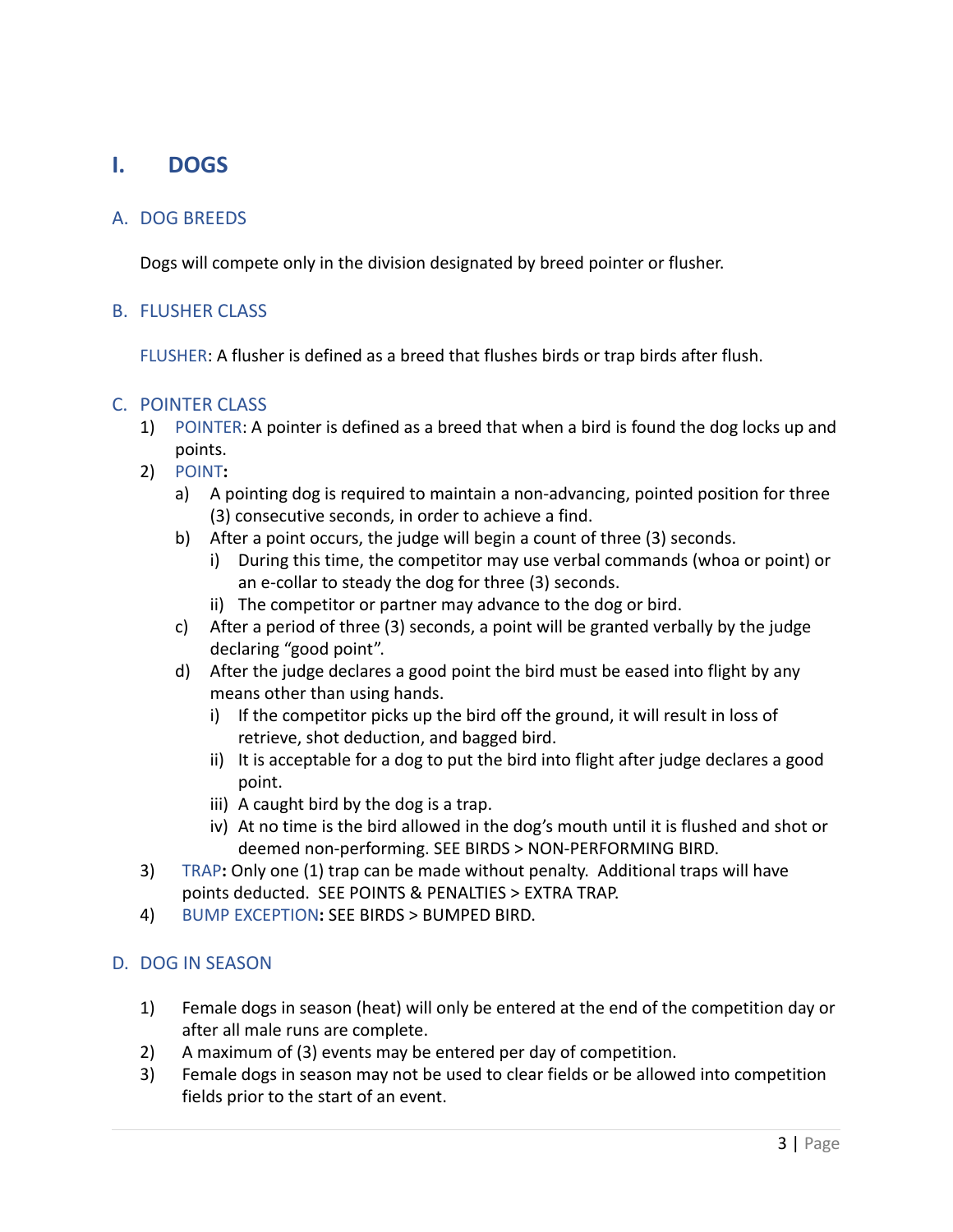# I. DOGS

## A. DOG BREEDS

Dogs will compete only in the division designated by breed pointer or flusher.

## B. FLUSHER CLASS

FLUSHER: A flusher is defined as a breed that flushes birds or trap birds after flush.

## C. POINTER CLASS

1) POINTER: A pointer is defined as a breed that when a bird is found the dog locks up and points.
2) POINT**:**
   a) A pointing dog is required to maintain a non-advancing, pointed position for three (3) consecutive seconds, in order to achieve a find.
   b) After a point occurs, the judge will begin a count of three (3) seconds.
      i) During this time, the competitor may use verbal commands (whoa or point) or an e-collar to steady the dog for three (3) seconds.
      ii) The competitor or partner may advance to the dog or bird.
   c) After a period of three (3) seconds, a point will be granted verbally by the judge declaring "good point".
   d) After the judge declares a good point the bird must be eased into flight by any means other than using hands.
      i) If the competitor picks up the bird off the ground, it will result in loss of retrieve, shot deduction, and bagged bird.
      ii) It is acceptable for a dog to put the bird into flight after judge declares a good point.
      iii) A caught bird by the dog is a trap.
      iv) At no time is the bird allowed in the dog's mouth until it is flushed and shot or deemed non-performing. SEE BIRDS > NON-PERFORMING BIRD.
3) TRAP**:** Only one (1) trap can be made without penalty. Additional traps will have points deducted. SEE POINTS & PENALTIES > EXTRA TRAP.
4) BUMP EXCEPTION**:** SEE BIRDS > BUMPED BIRD.

## D. DOG IN SEASON

1) Female dogs in season (heat) will only be entered at the end of the competition day or after all male runs are complete.
2) A maximum of (3) events may be entered per day of competition.
3) Female dogs in season may not be used to clear fields or be allowed into competition fields prior to the start of an event.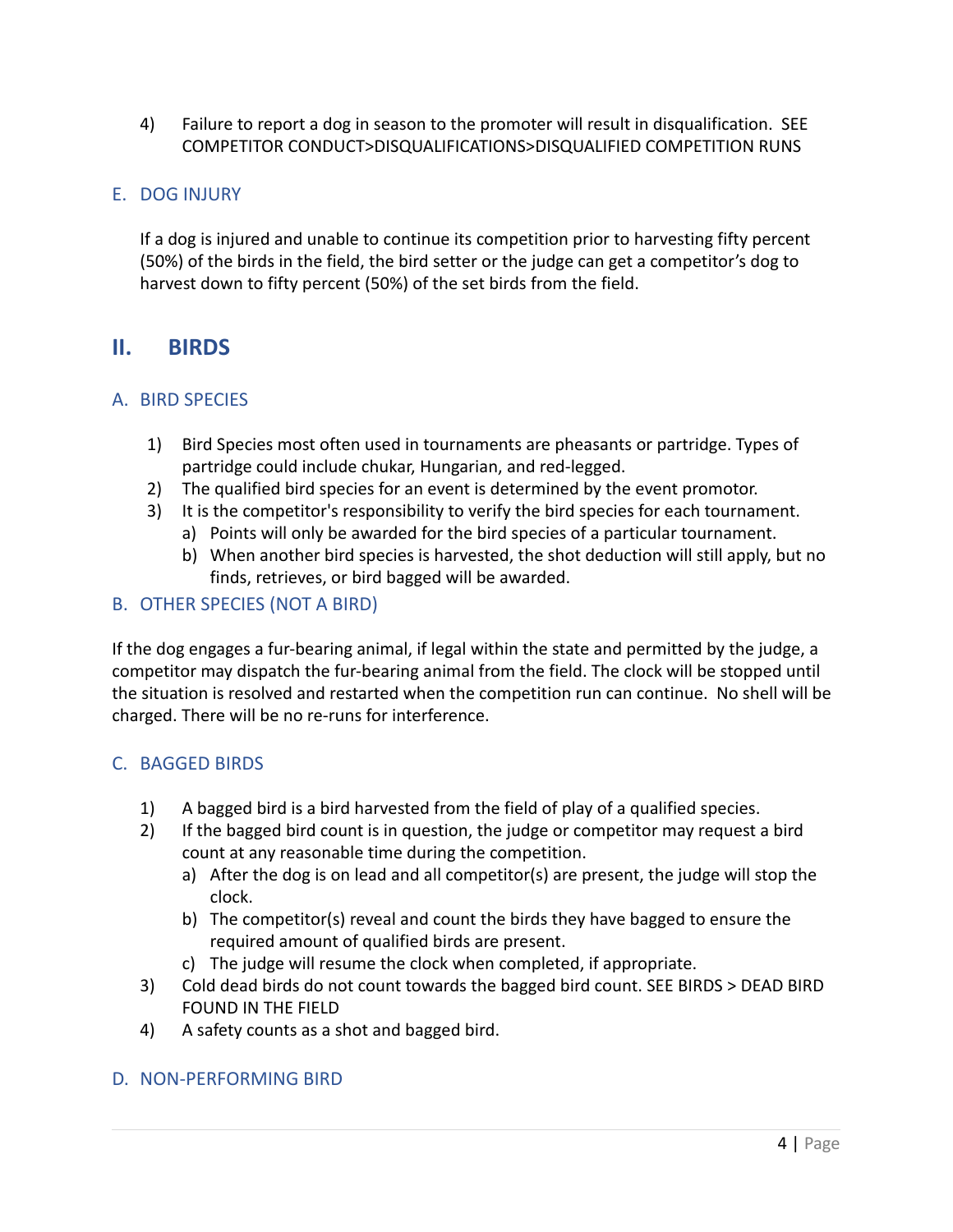4) Failure to report a dog in season to the promoter will result in disqualification. SEE COMPETITOR CONDUCT>DISQUALIFICATIONS>DISQUALIFIED COMPETITION RUNS

### E. DOG INJURY

If a dog is injured and unable to continue its competition prior to harvesting fifty percent (50%) of the birds in the field, the bird setter or the judge can get a competitor's dog to harvest down to fifty percent (50%) of the set birds from the field.

## II. BIRDS

### A. BIRD SPECIES

1) Bird Species most often used in tournaments are pheasants or partridge. Types of partridge could include chukar, Hungarian, and red-legged.
2) The qualified bird species for an event is determined by the event promotor.
3) It is the competitor's responsibility to verify the bird species for each tournament.
   a) Points will only be awarded for the bird species of a particular tournament.
   b) When another bird species is harvested, the shot deduction will still apply, but no finds, retrieves, or bird bagged will be awarded.

### B. OTHER SPECIES (NOT A BIRD)

If the dog engages a fur-bearing animal, if legal within the state and permitted by the judge, a competitor may dispatch the fur-bearing animal from the field. The clock will be stopped until the situation is resolved and restarted when the competition run can continue. No shell will be charged. There will be no re-runs for interference.

### C. BAGGED BIRDS

1) A bagged bird is a bird harvested from the field of play of a qualified species.
2) If the bagged bird count is in question, the judge or competitor may request a bird count at any reasonable time during the competition.
   a) After the dog is on lead and all competitor(s) are present, the judge will stop the clock.
   b) The competitor(s) reveal and count the birds they have bagged to ensure the required amount of qualified birds are present.
   c) The judge will resume the clock when completed, if appropriate.
3) Cold dead birds do not count towards the bagged bird count. SEE BIRDS > DEAD BIRD FOUND IN THE FIELD
4) A safety counts as a shot and bagged bird.

### D. NON-PERFORMING BIRD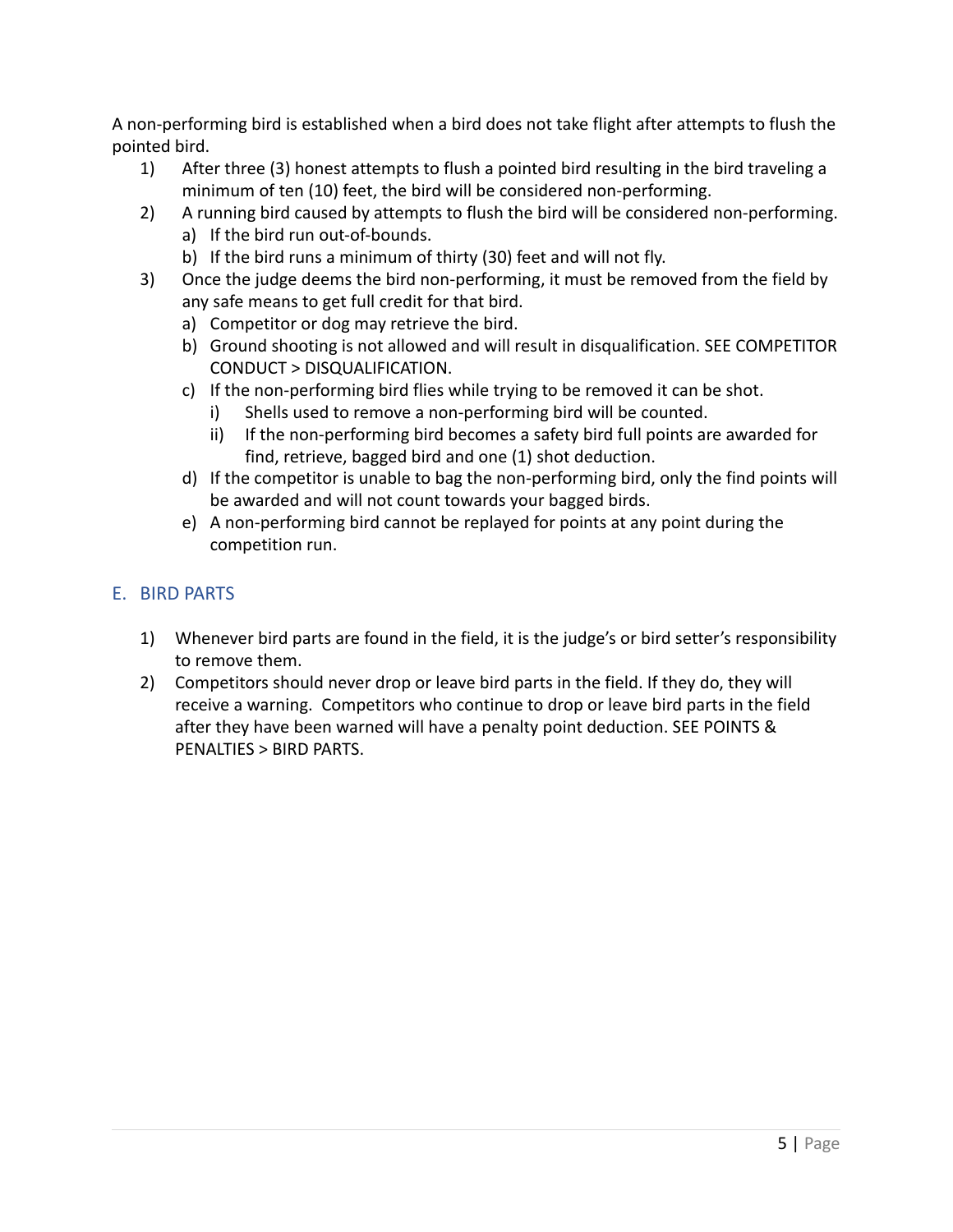A non-performing bird is established when a bird does not take flight after attempts to flush the pointed bird.

1) After three (3) honest attempts to flush a pointed bird resulting in the bird traveling a minimum of ten (10) feet, the bird will be considered non-performing.
2) A running bird caused by attempts to flush the bird will be considered non-performing.
   a) If the bird run out-of-bounds.
   b) If the bird runs a minimum of thirty (30) feet and will not fly.
3) Once the judge deems the bird non-performing, it must be removed from the field by any safe means to get full credit for that bird.
   a) Competitor or dog may retrieve the bird.
   b) Ground shooting is not allowed and will result in disqualification. SEE COMPETITOR CONDUCT > DISQUALIFICATION.
   c) If the non-performing bird flies while trying to be removed it can be shot.
      i) Shells used to remove a non-performing bird will be counted.
      ii) If the non-performing bird becomes a safety bird full points are awarded for find, retrieve, bagged bird and one (1) shot deduction.
   d) If the competitor is unable to bag the non-performing bird, only the find points will be awarded and will not count towards your bagged birds.
   e) A non-performing bird cannot be replayed for points at any point during the competition run.

## E. BIRD PARTS

1) Whenever bird parts are found in the field, it is the judge's or bird setter's responsibility to remove them.
2) Competitors should never drop or leave bird parts in the field. If they do, they will receive a warning. Competitors who continue to drop or leave bird parts in the field after they have been warned will have a penalty point deduction. SEE POINTS & PENALTIES > BIRD PARTS.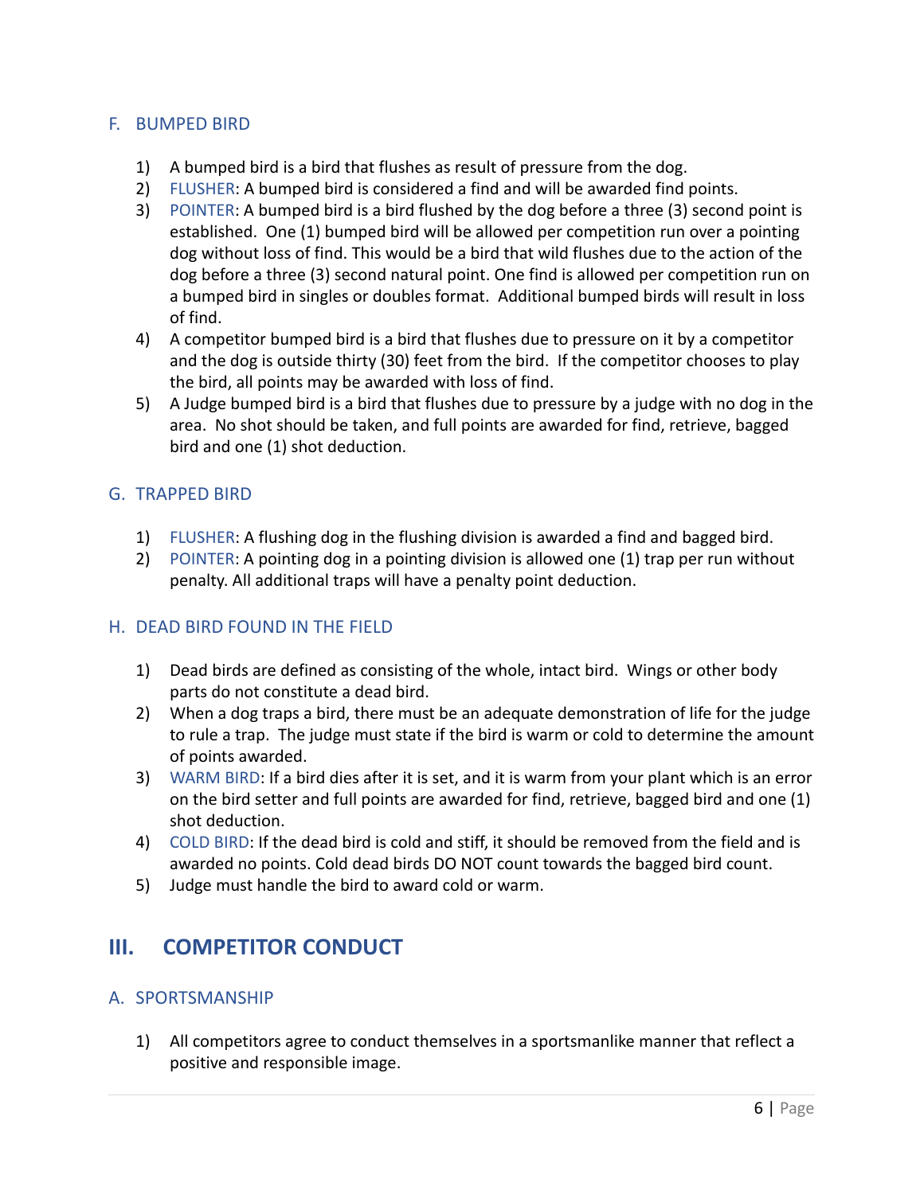### F. BUMPED BIRD

1) A bumped bird is a bird that flushes as result of pressure from the dog.
2) FLUSHER: A bumped bird is considered a find and will be awarded find points.
3) POINTER: A bumped bird is a bird flushed by the dog before a three (3) second point is established. One (1) bumped bird will be allowed per competition run over a pointing dog without loss of find. This would be a bird that wild flushes due to the action of the dog before a three (3) second natural point. One find is allowed per competition run on a bumped bird in singles or doubles format. Additional bumped birds will result in loss of find.
4) A competitor bumped bird is a bird that flushes due to pressure on it by a competitor and the dog is outside thirty (30) feet from the bird. If the competitor chooses to play the bird, all points may be awarded with loss of find.
5) A Judge bumped bird is a bird that flushes due to pressure by a judge with no dog in the area. No shot should be taken, and full points are awarded for find, retrieve, bagged bird and one (1) shot deduction.

### G. TRAPPED BIRD

1) FLUSHER: A flushing dog in the flushing division is awarded a find and bagged bird.
2) POINTER: A pointing dog in a pointing division is allowed one (1) trap per run without penalty. All additional traps will have a penalty point deduction.

### H. DEAD BIRD FOUND IN THE FIELD

1) Dead birds are defined as consisting of the whole, intact bird. Wings or other body parts do not constitute a dead bird.
2) When a dog traps a bird, there must be an adequate demonstration of life for the judge to rule a trap. The judge must state if the bird is warm or cold to determine the amount of points awarded.
3) WARM BIRD: If a bird dies after it is set, and it is warm from your plant which is an error on the bird setter and full points are awarded for find, retrieve, bagged bird and one (1) shot deduction.
4) COLD BIRD: If the dead bird is cold and stiff, it should be removed from the field and is awarded no points. Cold dead birds DO NOT count towards the bagged bird count.
5) Judge must handle the bird to award cold or warm.

## III. COMPETITOR CONDUCT

### A. SPORTSMANSHIP

1) All competitors agree to conduct themselves in a sportsmanlike manner that reflect a positive and responsible image.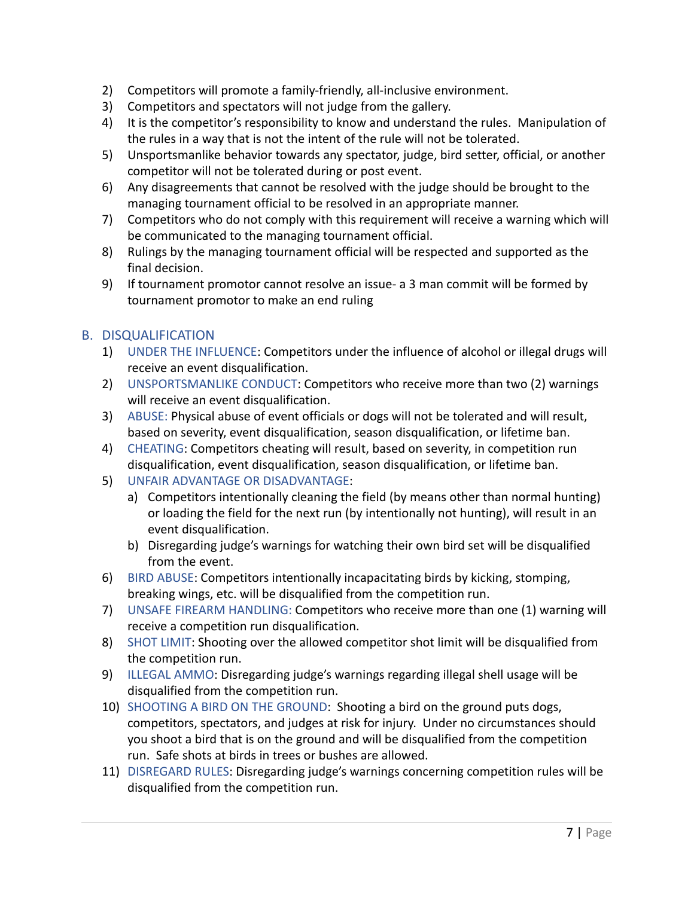2) Competitors will promote a family-friendly, all-inclusive environment.
3) Competitors and spectators will not judge from the gallery.
4) It is the competitor's responsibility to know and understand the rules. Manipulation of the rules in a way that is not the intent of the rule will not be tolerated.
5) Unsportsmanlike behavior towards any spectator, judge, bird setter, official, or another competitor will not be tolerated during or post event.
6) Any disagreements that cannot be resolved with the judge should be brought to the managing tournament official to be resolved in an appropriate manner.
7) Competitors who do not comply with this requirement will receive a warning which will be communicated to the managing tournament official.
8) Rulings by the managing tournament official will be respected and supported as the final decision.
9) If tournament promotor cannot resolve an issue- a 3 man commit will be formed by tournament promotor to make an end ruling

## B. DISQUALIFICATION

1) UNDER THE INFLUENCE: Competitors under the influence of alcohol or illegal drugs will receive an event disqualification.
2) UNSPORTSMANLIKE CONDUCT: Competitors who receive more than two (2) warnings will receive an event disqualification.
3) ABUSE: Physical abuse of event officials or dogs will not be tolerated and will result, based on severity, event disqualification, season disqualification, or lifetime ban.
4) CHEATING: Competitors cheating will result, based on severity, in competition run disqualification, event disqualification, season disqualification, or lifetime ban.
5) UNFAIR ADVANTAGE OR DISADVANTAGE:
   a) Competitors intentionally cleaning the field (by means other than normal hunting) or loading the field for the next run (by intentionally not hunting), will result in an event disqualification.
   b) Disregarding judge's warnings for watching their own bird set will be disqualified from the event.
6) BIRD ABUSE: Competitors intentionally incapacitating birds by kicking, stomping, breaking wings, etc. will be disqualified from the competition run.
7) UNSAFE FIREARM HANDLING: Competitors who receive more than one (1) warning will receive a competition run disqualification.
8) SHOT LIMIT: Shooting over the allowed competitor shot limit will be disqualified from the competition run.
9) ILLEGAL AMMO: Disregarding judge's warnings regarding illegal shell usage will be disqualified from the competition run.
10) SHOOTING A BIRD ON THE GROUND: Shooting a bird on the ground puts dogs, competitors, spectators, and judges at risk for injury. Under no circumstances should you shoot a bird that is on the ground and will be disqualified from the competition run. Safe shots at birds in trees or bushes are allowed.
11) DISREGARD RULES: Disregarding judge's warnings concerning competition rules will be disqualified from the competition run.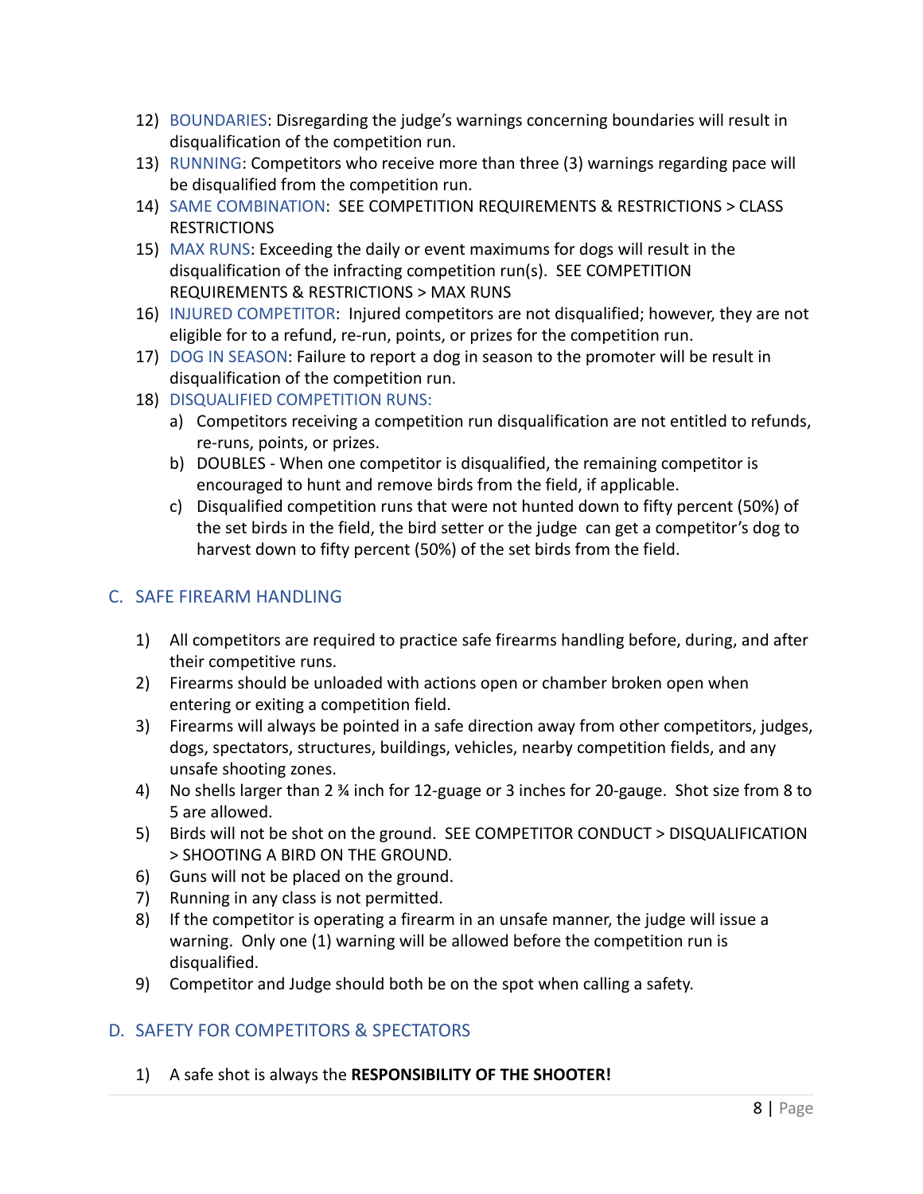12) BOUNDARIES: Disregarding the judge's warnings concerning boundaries will result in disqualification of the competition run.
13) RUNNING: Competitors who receive more than three (3) warnings regarding pace will be disqualified from the competition run.
14) SAME COMBINATION: SEE COMPETITION REQUIREMENTS & RESTRICTIONS > CLASS RESTRICTIONS
15) MAX RUNS: Exceeding the daily or event maximums for dogs will result in the disqualification of the infracting competition run(s). SEE COMPETITION REQUIREMENTS & RESTRICTIONS > MAX RUNS
16) INJURED COMPETITOR: Injured competitors are not disqualified; however, they are not eligible for to a refund, re-run, points, or prizes for the competition run.
17) DOG IN SEASON: Failure to report a dog in season to the promoter will be result in disqualification of the competition run.
18) DISQUALIFIED COMPETITION RUNS:
    a) Competitors receiving a competition run disqualification are not entitled to refunds, re-runs, points, or prizes.
    b) DOUBLES - When one competitor is disqualified, the remaining competitor is encouraged to hunt and remove birds from the field, if applicable.
    c) Disqualified competition runs that were not hunted down to fifty percent (50%) of the set birds in the field, the bird setter or the judge can get a competitor's dog to harvest down to fifty percent (50%) of the set birds from the field.

## C. SAFE FIREARM HANDLING

1) All competitors are required to practice safe firearms handling before, during, and after their competitive runs.
2) Firearms should be unloaded with actions open or chamber broken open when entering or exiting a competition field.
3) Firearms will always be pointed in a safe direction away from other competitors, judges, dogs, spectators, structures, buildings, vehicles, nearby competition fields, and any unsafe shooting zones.
4) No shells larger than 2 ¾ inch for 12-guage or 3 inches for 20-gauge. Shot size from 8 to 5 are allowed.
5) Birds will not be shot on the ground. SEE COMPETITOR CONDUCT > DISQUALIFICATION > SHOOTING A BIRD ON THE GROUND.
6) Guns will not be placed on the ground.
7) Running in any class is not permitted.
8) If the competitor is operating a firearm in an unsafe manner, the judge will issue a warning. Only one (1) warning will be allowed before the competition run is disqualified.
9) Competitor and Judge should both be on the spot when calling a safety.

## D. SAFETY FOR COMPETITORS & SPECTATORS

1) A safe shot is always the **RESPONSIBILITY OF THE SHOOTER!**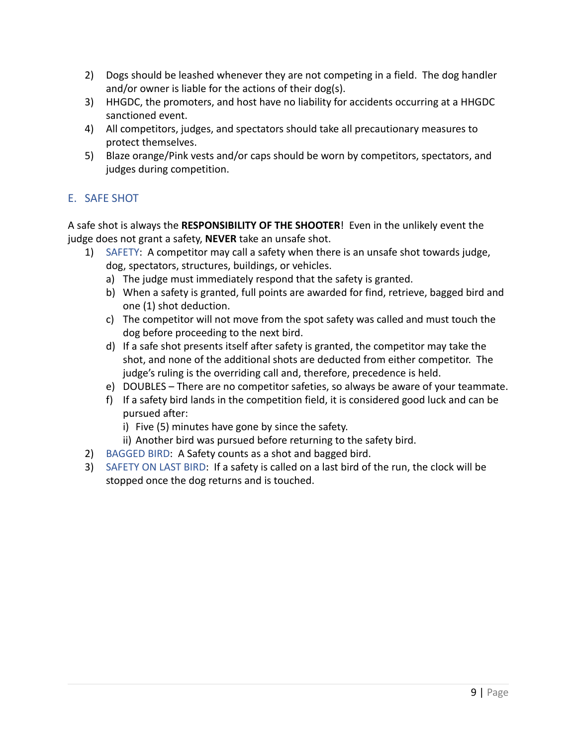2) Dogs should be leashed whenever they are not competing in a field. The dog handler and/or owner is liable for the actions of their dog(s).
3) HHGDC, the promoters, and host have no liability for accidents occurring at a HHGDC sanctioned event.
4) All competitors, judges, and spectators should take all precautionary measures to protect themselves.
5) Blaze orange/Pink vests and/or caps should be worn by competitors, spectators, and judges during competition.

## E. SAFE SHOT

A safe shot is always the **RESPONSIBILITY OF THE SHOOTER**! Even in the unlikely event the judge does not grant a safety, **NEVER** take an unsafe shot.

1) SAFETY: A competitor may call a safety when there is an unsafe shot towards judge, dog, spectators, structures, buildings, or vehicles.
   a) The judge must immediately respond that the safety is granted.
   b) When a safety is granted, full points are awarded for find, retrieve, bagged bird and one (1) shot deduction.
   c) The competitor will not move from the spot safety was called and must touch the dog before proceeding to the next bird.
   d) If a safe shot presents itself after safety is granted, the competitor may take the shot, and none of the additional shots are deducted from either competitor. The judge's ruling is the overriding call and, therefore, precedence is held.
   e) DOUBLES – There are no competitor safeties, so always be aware of your teammate.
   f) If a safety bird lands in the competition field, it is considered good luck and can be pursued after:
      i) Five (5) minutes have gone by since the safety.
      ii) Another bird was pursued before returning to the safety bird.
2) BAGGED BIRD: A Safety counts as a shot and bagged bird.
3) SAFETY ON LAST BIRD: If a safety is called on a last bird of the run, the clock will be stopped once the dog returns and is touched.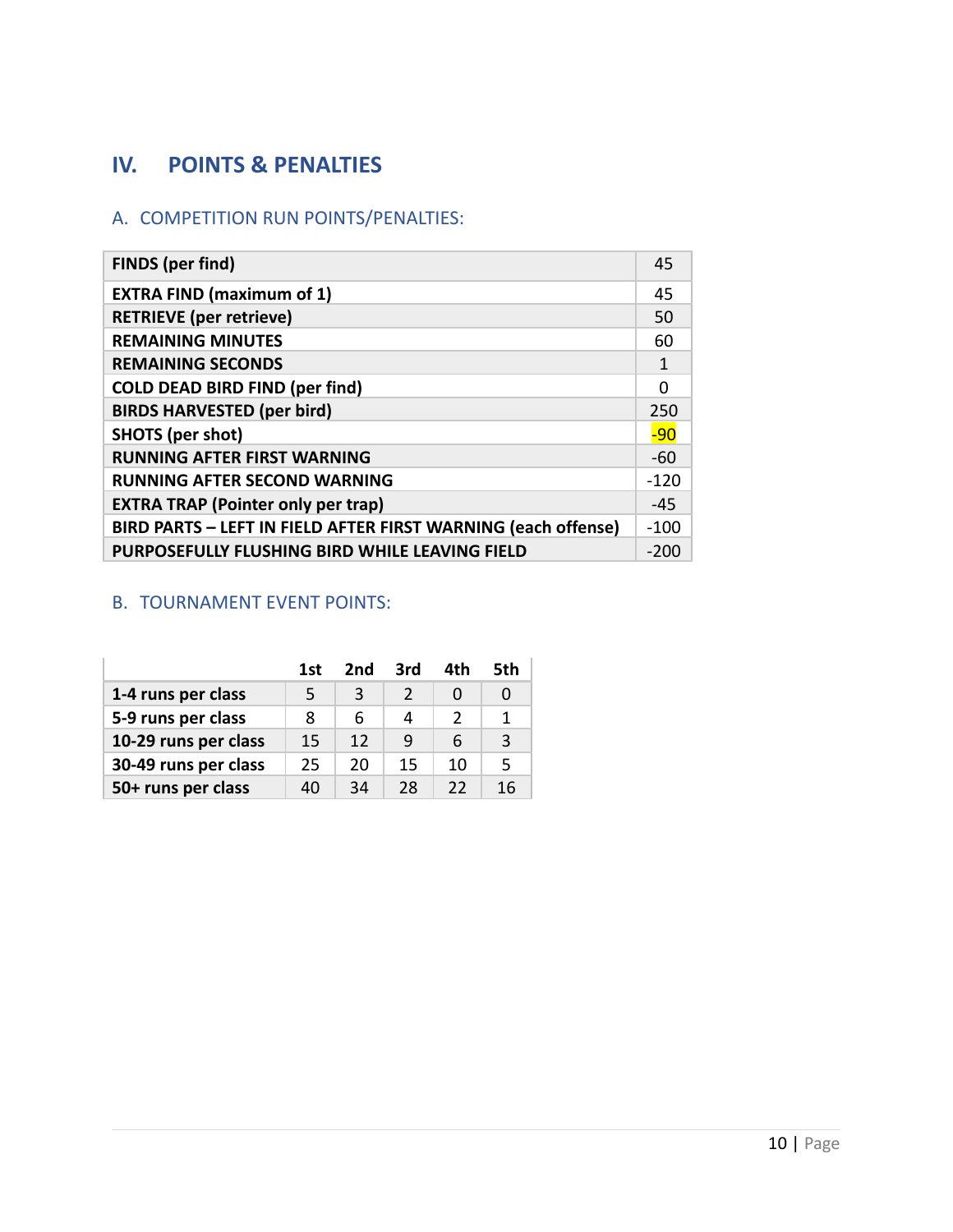## IV. POINTS & PENALTIES

### A. COMPETITION RUN POINTS/PENALTIES:

| FINDS (per find) | 45 |
|---|---|
| EXTRA FIND (maximum of 1) | 45 |
| RETRIEVE (per retrieve) | 50 |
| REMAINING MINUTES | 60 |
| REMAINING SECONDS | 1 |
| COLD DEAD BIRD FIND (per find) | 0 |
| BIRDS HARVESTED (per bird) | 250 |
| SHOTS (per shot) | -90 |
| RUNNING AFTER FIRST WARNING | -60 |
| RUNNING AFTER SECOND WARNING | -120 |
| EXTRA TRAP (Pointer only per trap) | -45 |
| BIRD PARTS – LEFT IN FIELD AFTER FIRST WARNING (each offense) | -100 |
| PURPOSEFULLY FLUSHING BIRD WHILE LEAVING FIELD | -200 |

### B. TOURNAMENT EVENT POINTS:

| | 1st | 2nd | 3rd | 4th | 5th |
|---|---|---|---|---|---|
| 1-4 runs per class | 5 | 3 | 2 | 0 | 0 |
| 5-9 runs per class | 8 | 6 | 4 | 2 | 1 |
| 10-29 runs per class | 15 | 12 | 9 | 6 | 3 |
| 30-49 runs per class | 25 | 20 | 15 | 10 | 5 |
| 50+ runs per class | 40 | 34 | 28 | 22 | 16 |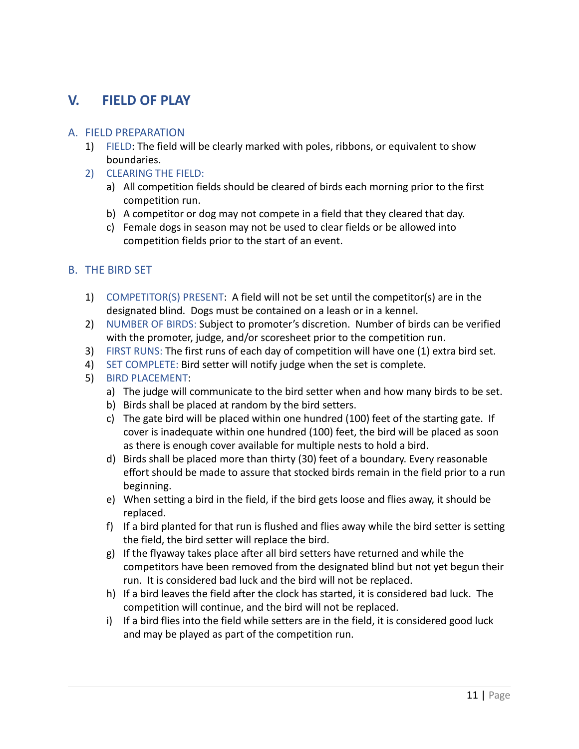# V. FIELD OF PLAY

## A. FIELD PREPARATION

1) FIELD: The field will be clearly marked with poles, ribbons, or equivalent to show boundaries.
2) CLEARING THE FIELD:
   a) All competition fields should be cleared of birds each morning prior to the first competition run.
   b) A competitor or dog may not compete in a field that they cleared that day.
   c) Female dogs in season may not be used to clear fields or be allowed into competition fields prior to the start of an event.

## B. THE BIRD SET

1) COMPETITOR(S) PRESENT: A field will not be set until the competitor(s) are in the designated blind. Dogs must be contained on a leash or in a kennel.
2) NUMBER OF BIRDS: Subject to promoter's discretion. Number of birds can be verified with the promoter, judge, and/or scoresheet prior to the competition run.
3) FIRST RUNS: The first runs of each day of competition will have one (1) extra bird set.
4) SET COMPLETE: Bird setter will notify judge when the set is complete.
5) BIRD PLACEMENT:
   a) The judge will communicate to the bird setter when and how many birds to be set.
   b) Birds shall be placed at random by the bird setters.
   c) The gate bird will be placed within one hundred (100) feet of the starting gate. If cover is inadequate within one hundred (100) feet, the bird will be placed as soon as there is enough cover available for multiple nests to hold a bird.
   d) Birds shall be placed more than thirty (30) feet of a boundary. Every reasonable effort should be made to assure that stocked birds remain in the field prior to a run beginning.
   e) When setting a bird in the field, if the bird gets loose and flies away, it should be replaced.
   f) If a bird planted for that run is flushed and flies away while the bird setter is setting the field, the bird setter will replace the bird.
   g) If the flyaway takes place after all bird setters have returned and while the competitors have been removed from the designated blind but not yet begun their run. It is considered bad luck and the bird will not be replaced.
   h) If a bird leaves the field after the clock has started, it is considered bad luck. The competition will continue, and the bird will not be replaced.
   i) If a bird flies into the field while setters are in the field, it is considered good luck and may be played as part of the competition run.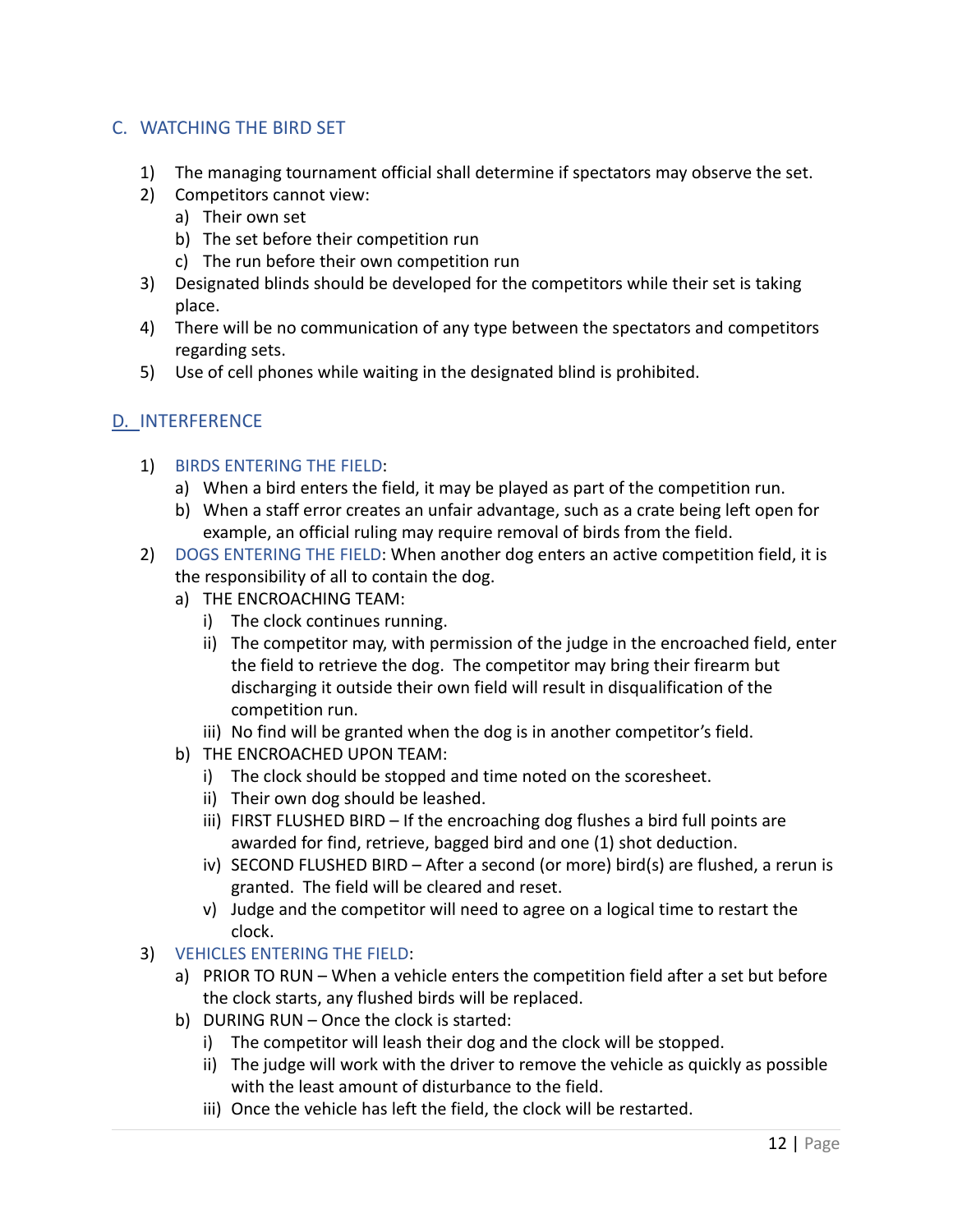## C. WATCHING THE BIRD SET

1) The managing tournament official shall determine if spectators may observe the set.
2) Competitors cannot view:
   a) Their own set
   b) The set before their competition run
   c) The run before their own competition run
3) Designated blinds should be developed for the competitors while their set is taking place.
4) There will be no communication of any type between the spectators and competitors regarding sets.
5) Use of cell phones while waiting in the designated blind is prohibited.

## D. INTERFERENCE

1) BIRDS ENTERING THE FIELD:
   a) When a bird enters the field, it may be played as part of the competition run.
   b) When a staff error creates an unfair advantage, such as a crate being left open for example, an official ruling may require removal of birds from the field.
2) DOGS ENTERING THE FIELD: When another dog enters an active competition field, it is the responsibility of all to contain the dog.
   a) THE ENCROACHING TEAM:
      i) The clock continues running.
      ii) The competitor may, with permission of the judge in the encroached field, enter the field to retrieve the dog. The competitor may bring their firearm but discharging it outside their own field will result in disqualification of the competition run.
      iii) No find will be granted when the dog is in another competitor's field.
   b) THE ENCROACHED UPON TEAM:
      i) The clock should be stopped and time noted on the scoresheet.
      ii) Their own dog should be leashed.
      iii) FIRST FLUSHED BIRD – If the encroaching dog flushes a bird full points are awarded for find, retrieve, bagged bird and one (1) shot deduction.
      iv) SECOND FLUSHED BIRD – After a second (or more) bird(s) are flushed, a rerun is granted. The field will be cleared and reset.
      v) Judge and the competitor will need to agree on a logical time to restart the clock.
3) VEHICLES ENTERING THE FIELD:
   a) PRIOR TO RUN – When a vehicle enters the competition field after a set but before the clock starts, any flushed birds will be replaced.
   b) DURING RUN – Once the clock is started:
      i) The competitor will leash their dog and the clock will be stopped.
      ii) The judge will work with the driver to remove the vehicle as quickly as possible with the least amount of disturbance to the field.
      iii) Once the vehicle has left the field, the clock will be restarted.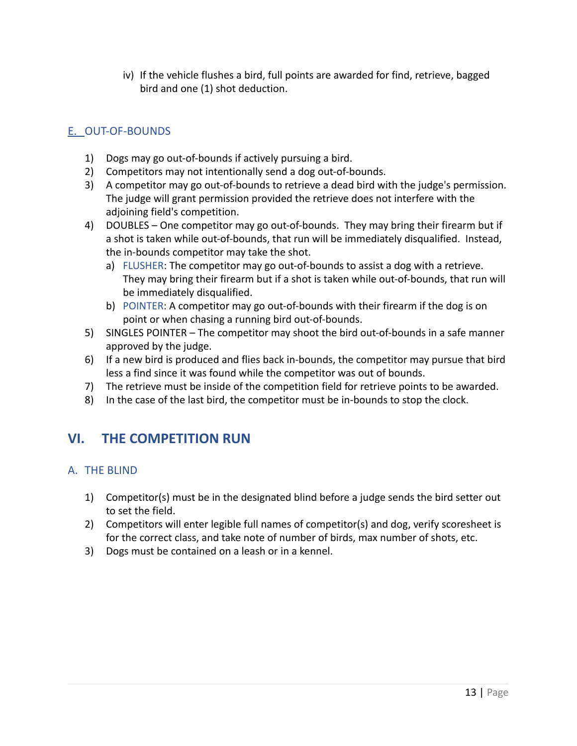iv) If the vehicle flushes a bird, full points are awarded for find, retrieve, bagged bird and one (1) shot deduction.

### E. OUT-OF-BOUNDS

1) Dogs may go out-of-bounds if actively pursuing a bird.
2) Competitors may not intentionally send a dog out-of-bounds.
3) A competitor may go out-of-bounds to retrieve a dead bird with the judge's permission. The judge will grant permission provided the retrieve does not interfere with the adjoining field's competition.
4) DOUBLES – One competitor may go out-of-bounds. They may bring their firearm but if a shot is taken while out-of-bounds, that run will be immediately disqualified. Instead, the in-bounds competitor may take the shot.
   a) FLUSHER: The competitor may go out-of-bounds to assist a dog with a retrieve. They may bring their firearm but if a shot is taken while out-of-bounds, that run will be immediately disqualified.
   b) POINTER: A competitor may go out-of-bounds with their firearm if the dog is on point or when chasing a running bird out-of-bounds.
5) SINGLES POINTER – The competitor may shoot the bird out-of-bounds in a safe manner approved by the judge.
6) If a new bird is produced and flies back in-bounds, the competitor may pursue that bird less a find since it was found while the competitor was out of bounds.
7) The retrieve must be inside of the competition field for retrieve points to be awarded.
8) In the case of the last bird, the competitor must be in-bounds to stop the clock.

## VI. THE COMPETITION RUN

### A. THE BLIND

1) Competitor(s) must be in the designated blind before a judge sends the bird setter out to set the field.
2) Competitors will enter legible full names of competitor(s) and dog, verify scoresheet is for the correct class, and take note of number of birds, max number of shots, etc.
3) Dogs must be contained on a leash or in a kennel.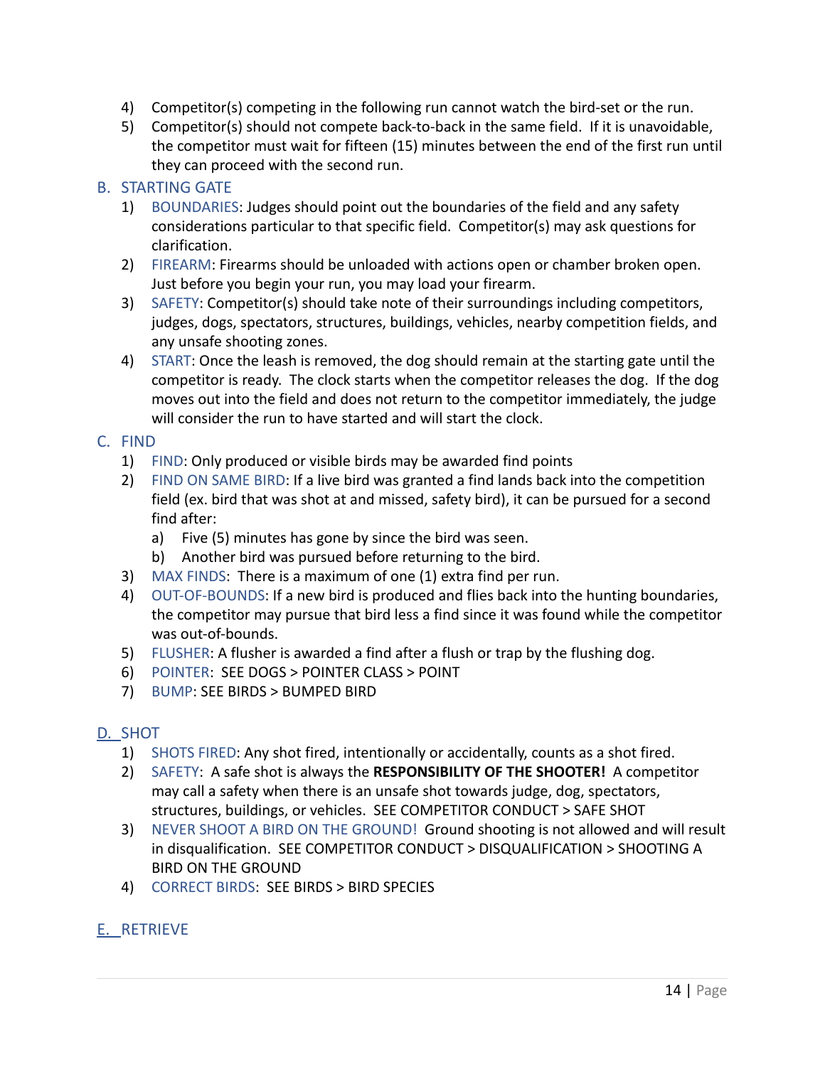4) Competitor(s) competing in the following run cannot watch the bird-set or the run.
5) Competitor(s) should not compete back-to-back in the same field. If it is unavoidable, the competitor must wait for fifteen (15) minutes between the end of the first run until they can proceed with the second run.

## B. STARTING GATE

1) BOUNDARIES: Judges should point out the boundaries of the field and any safety considerations particular to that specific field. Competitor(s) may ask questions for clarification.
2) FIREARM: Firearms should be unloaded with actions open or chamber broken open. Just before you begin your run, you may load your firearm.
3) SAFETY: Competitor(s) should take note of their surroundings including competitors, judges, dogs, spectators, structures, buildings, vehicles, nearby competition fields, and any unsafe shooting zones.
4) START: Once the leash is removed, the dog should remain at the starting gate until the competitor is ready. The clock starts when the competitor releases the dog. If the dog moves out into the field and does not return to the competitor immediately, the judge will consider the run to have started and will start the clock.

## C. FIND

1) FIND: Only produced or visible birds may be awarded find points
2) FIND ON SAME BIRD: If a live bird was granted a find lands back into the competition field (ex. bird that was shot at and missed, safety bird), it can be pursued for a second find after:
   a) Five (5) minutes has gone by since the bird was seen.
   b) Another bird was pursued before returning to the bird.
3) MAX FINDS: There is a maximum of one (1) extra find per run.
4) OUT-OF-BOUNDS: If a new bird is produced and flies back into the hunting boundaries, the competitor may pursue that bird less a find since it was found while the competitor was out-of-bounds.
5) FLUSHER: A flusher is awarded a find after a flush or trap by the flushing dog.
6) POINTER: SEE DOGS > POINTER CLASS > POINT
7) BUMP: SEE BIRDS > BUMPED BIRD

## D. SHOT

1) SHOTS FIRED: Any shot fired, intentionally or accidentally, counts as a shot fired.
2) SAFETY: A safe shot is always the **RESPONSIBILITY OF THE SHOOTER!** A competitor may call a safety when there is an unsafe shot towards judge, dog, spectators, structures, buildings, or vehicles. SEE COMPETITOR CONDUCT > SAFE SHOT
3) NEVER SHOOT A BIRD ON THE GROUND! Ground shooting is not allowed and will result in disqualification. SEE COMPETITOR CONDUCT > DISQUALIFICATION > SHOOTING A BIRD ON THE GROUND
4) CORRECT BIRDS: SEE BIRDS > BIRD SPECIES

## E. RETRIEVE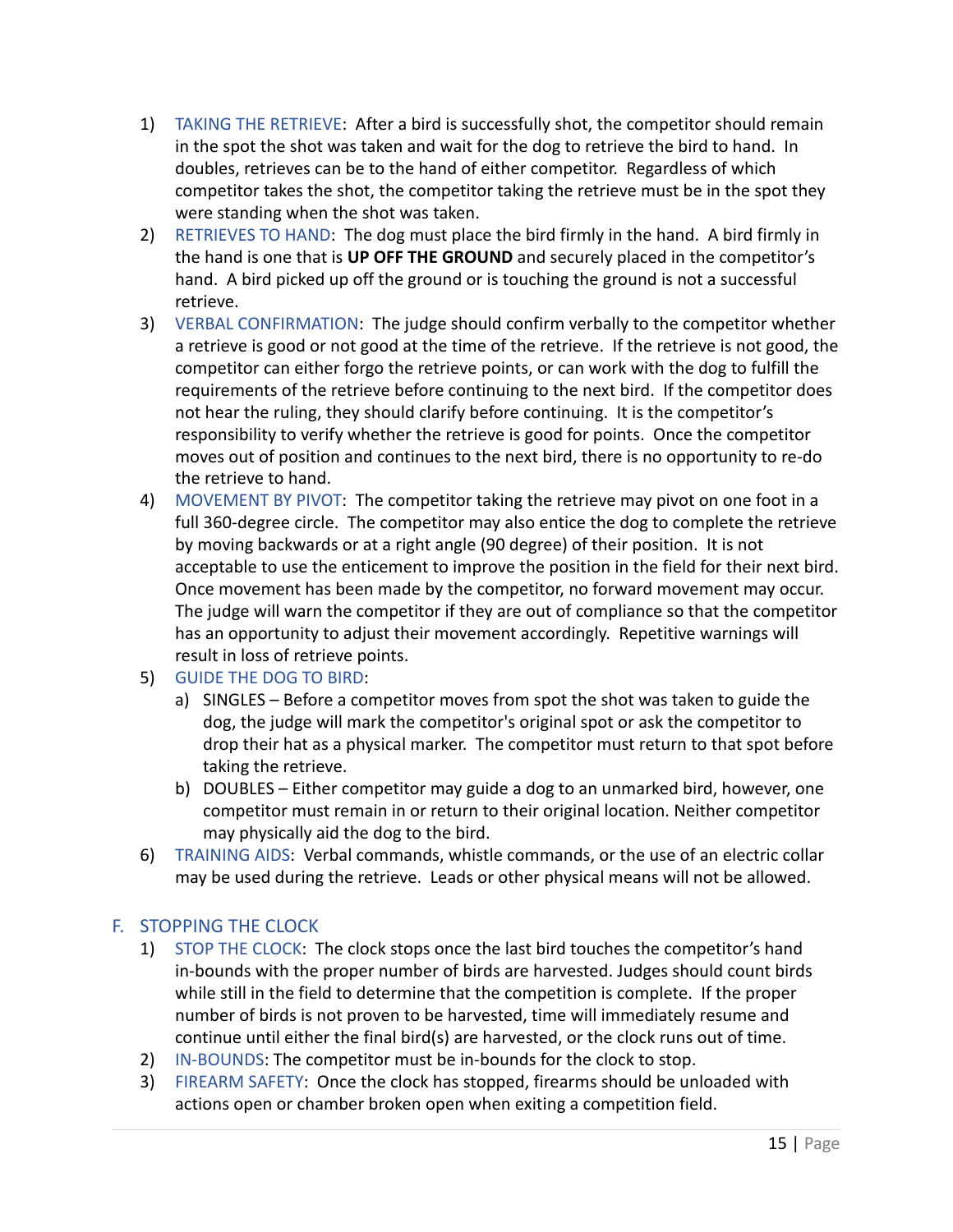1) TAKING THE RETRIEVE: After a bird is successfully shot, the competitor should remain in the spot the shot was taken and wait for the dog to retrieve the bird to hand. In doubles, retrieves can be to the hand of either competitor. Regardless of which competitor takes the shot, the competitor taking the retrieve must be in the spot they were standing when the shot was taken.
2) RETRIEVES TO HAND: The dog must place the bird firmly in the hand. A bird firmly in the hand is one that is **UP OFF THE GROUND** and securely placed in the competitor's hand. A bird picked up off the ground or is touching the ground is not a successful retrieve.
3) VERBAL CONFIRMATION: The judge should confirm verbally to the competitor whether a retrieve is good or not good at the time of the retrieve. If the retrieve is not good, the competitor can either forgo the retrieve points, or can work with the dog to fulfill the requirements of the retrieve before continuing to the next bird. If the competitor does not hear the ruling, they should clarify before continuing. It is the competitor's responsibility to verify whether the retrieve is good for points. Once the competitor moves out of position and continues to the next bird, there is no opportunity to re-do the retrieve to hand.
4) MOVEMENT BY PIVOT: The competitor taking the retrieve may pivot on one foot in a full 360-degree circle. The competitor may also entice the dog to complete the retrieve by moving backwards or at a right angle (90 degree) of their position. It is not acceptable to use the enticement to improve the position in the field for their next bird. Once movement has been made by the competitor, no forward movement may occur. The judge will warn the competitor if they are out of compliance so that the competitor has an opportunity to adjust their movement accordingly. Repetitive warnings will result in loss of retrieve points.
5) GUIDE THE DOG TO BIRD:
   a) SINGLES – Before a competitor moves from spot the shot was taken to guide the dog, the judge will mark the competitor's original spot or ask the competitor to drop their hat as a physical marker. The competitor must return to that spot before taking the retrieve.
   b) DOUBLES – Either competitor may guide a dog to an unmarked bird, however, one competitor must remain in or return to their original location. Neither competitor may physically aid the dog to the bird.
6) TRAINING AIDS: Verbal commands, whistle commands, or the use of an electric collar may be used during the retrieve. Leads or other physical means will not be allowed.

## F. STOPPING THE CLOCK

1) STOP THE CLOCK: The clock stops once the last bird touches the competitor's hand in-bounds with the proper number of birds are harvested. Judges should count birds while still in the field to determine that the competition is complete. If the proper number of birds is not proven to be harvested, time will immediately resume and continue until either the final bird(s) are harvested, or the clock runs out of time.
2) IN-BOUNDS: The competitor must be in-bounds for the clock to stop.
3) FIREARM SAFETY: Once the clock has stopped, firearms should be unloaded with actions open or chamber broken open when exiting a competition field.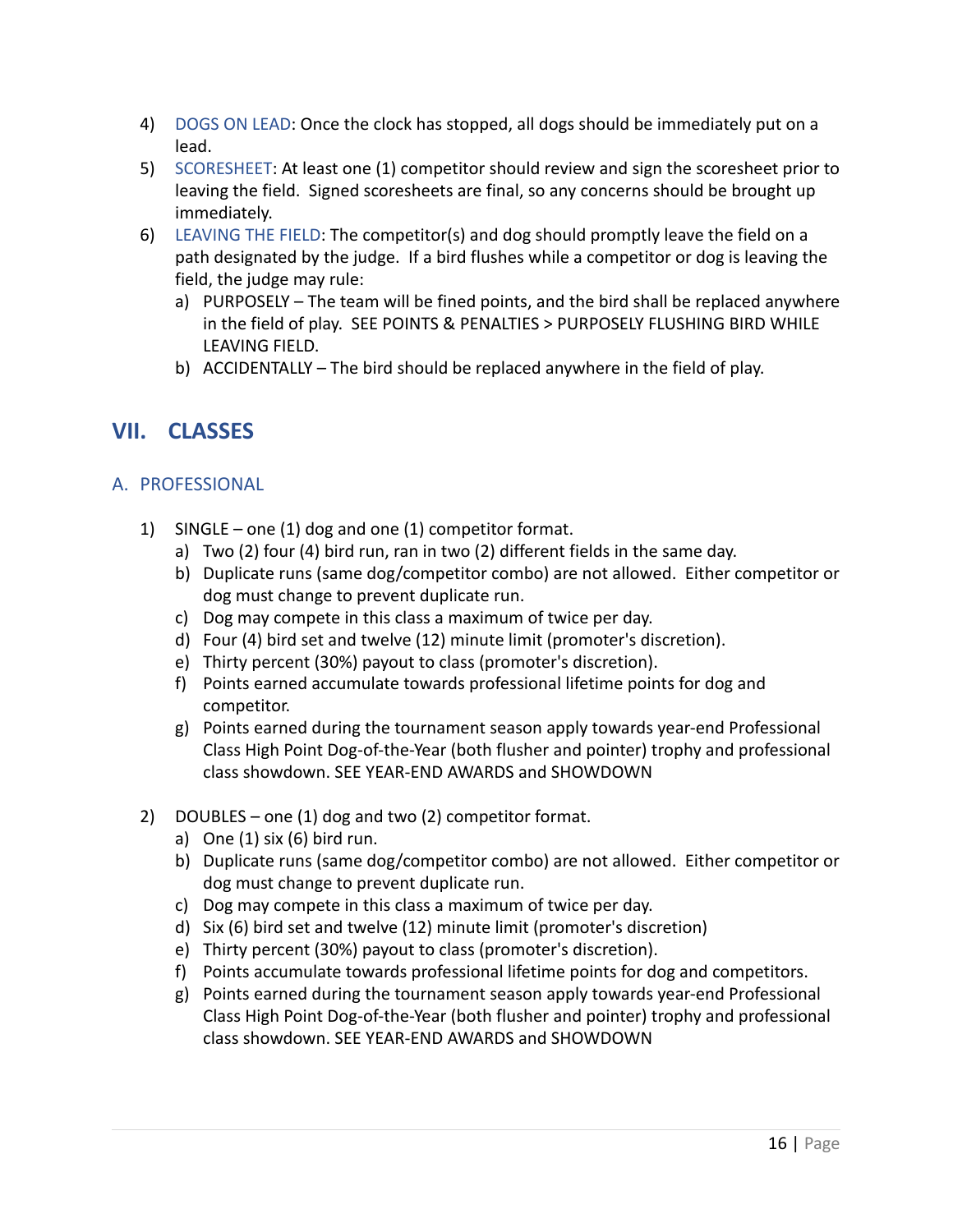4) DOGS ON LEAD: Once the clock has stopped, all dogs should be immediately put on a lead.
5) SCORESHEET: At least one (1) competitor should review and sign the scoresheet prior to leaving the field. Signed scoresheets are final, so any concerns should be brought up immediately.
6) LEAVING THE FIELD: The competitor(s) and dog should promptly leave the field on a path designated by the judge. If a bird flushes while a competitor or dog is leaving the field, the judge may rule:
   a) PURPOSELY – The team will be fined points, and the bird shall be replaced anywhere in the field of play. SEE POINTS & PENALTIES > PURPOSELY FLUSHING BIRD WHILE LEAVING FIELD.
   b) ACCIDENTALLY – The bird should be replaced anywhere in the field of play.

## VII. CLASSES

### A. PROFESSIONAL

1) SINGLE – one (1) dog and one (1) competitor format.
   a) Two (2) four (4) bird run, ran in two (2) different fields in the same day.
   b) Duplicate runs (same dog/competitor combo) are not allowed. Either competitor or dog must change to prevent duplicate run.
   c) Dog may compete in this class a maximum of twice per day.
   d) Four (4) bird set and twelve (12) minute limit (promoter's discretion).
   e) Thirty percent (30%) payout to class (promoter's discretion).
   f) Points earned accumulate towards professional lifetime points for dog and competitor.
   g) Points earned during the tournament season apply towards year-end Professional Class High Point Dog-of-the-Year (both flusher and pointer) trophy and professional class showdown. SEE YEAR-END AWARDS and SHOWDOWN

2) DOUBLES – one (1) dog and two (2) competitor format.
   a) One (1) six (6) bird run.
   b) Duplicate runs (same dog/competitor combo) are not allowed. Either competitor or dog must change to prevent duplicate run.
   c) Dog may compete in this class a maximum of twice per day.
   d) Six (6) bird set and twelve (12) minute limit (promoter's discretion)
   e) Thirty percent (30%) payout to class (promoter's discretion).
   f) Points accumulate towards professional lifetime points for dog and competitors.
   g) Points earned during the tournament season apply towards year-end Professional Class High Point Dog-of-the-Year (both flusher and pointer) trophy and professional class showdown. SEE YEAR-END AWARDS and SHOWDOWN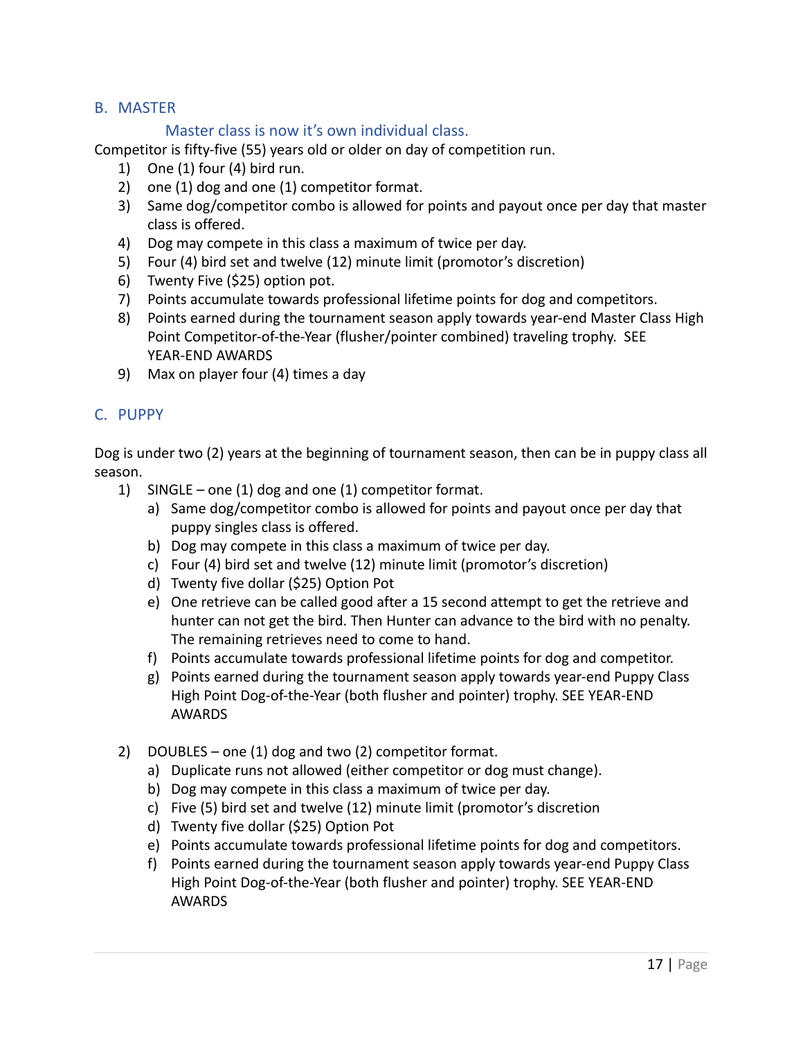## B. MASTER

### Master class is now it's own individual class.

Competitor is fifty-five (55) years old or older on day of competition run.

1) One (1) four (4) bird run.
2) one (1) dog and one (1) competitor format.
3) Same dog/competitor combo is allowed for points and payout once per day that master class is offered.
4) Dog may compete in this class a maximum of twice per day.
5) Four (4) bird set and twelve (12) minute limit (promotor's discretion)
6) Twenty Five ($25) option pot.
7) Points accumulate towards professional lifetime points for dog and competitors.
8) Points earned during the tournament season apply towards year-end Master Class High Point Competitor-of-the-Year (flusher/pointer combined) traveling trophy. SEE YEAR-END AWARDS
9) Max on player four (4) times a day

## C. PUPPY

Dog is under two (2) years at the beginning of tournament season, then can be in puppy class all season.

1) SINGLE – one (1) dog and one (1) competitor format.
   a) Same dog/competitor combo is allowed for points and payout once per day that puppy singles class is offered.
   b) Dog may compete in this class a maximum of twice per day.
   c) Four (4) bird set and twelve (12) minute limit (promotor's discretion)
   d) Twenty five dollar ($25) Option Pot
   e) One retrieve can be called good after a 15 second attempt to get the retrieve and hunter can not get the bird. Then Hunter can advance to the bird with no penalty. The remaining retrieves need to come to hand.
   f) Points accumulate towards professional lifetime points for dog and competitor.
   g) Points earned during the tournament season apply towards year-end Puppy Class High Point Dog-of-the-Year (both flusher and pointer) trophy. SEE YEAR-END AWARDS

2) DOUBLES – one (1) dog and two (2) competitor format.
   a) Duplicate runs not allowed (either competitor or dog must change).
   b) Dog may compete in this class a maximum of twice per day.
   c) Five (5) bird set and twelve (12) minute limit (promotor's discretion
   d) Twenty five dollar ($25) Option Pot
   e) Points accumulate towards professional lifetime points for dog and competitors.
   f) Points earned during the tournament season apply towards year-end Puppy Class High Point Dog-of-the-Year (both flusher and pointer) trophy. SEE YEAR-END AWARDS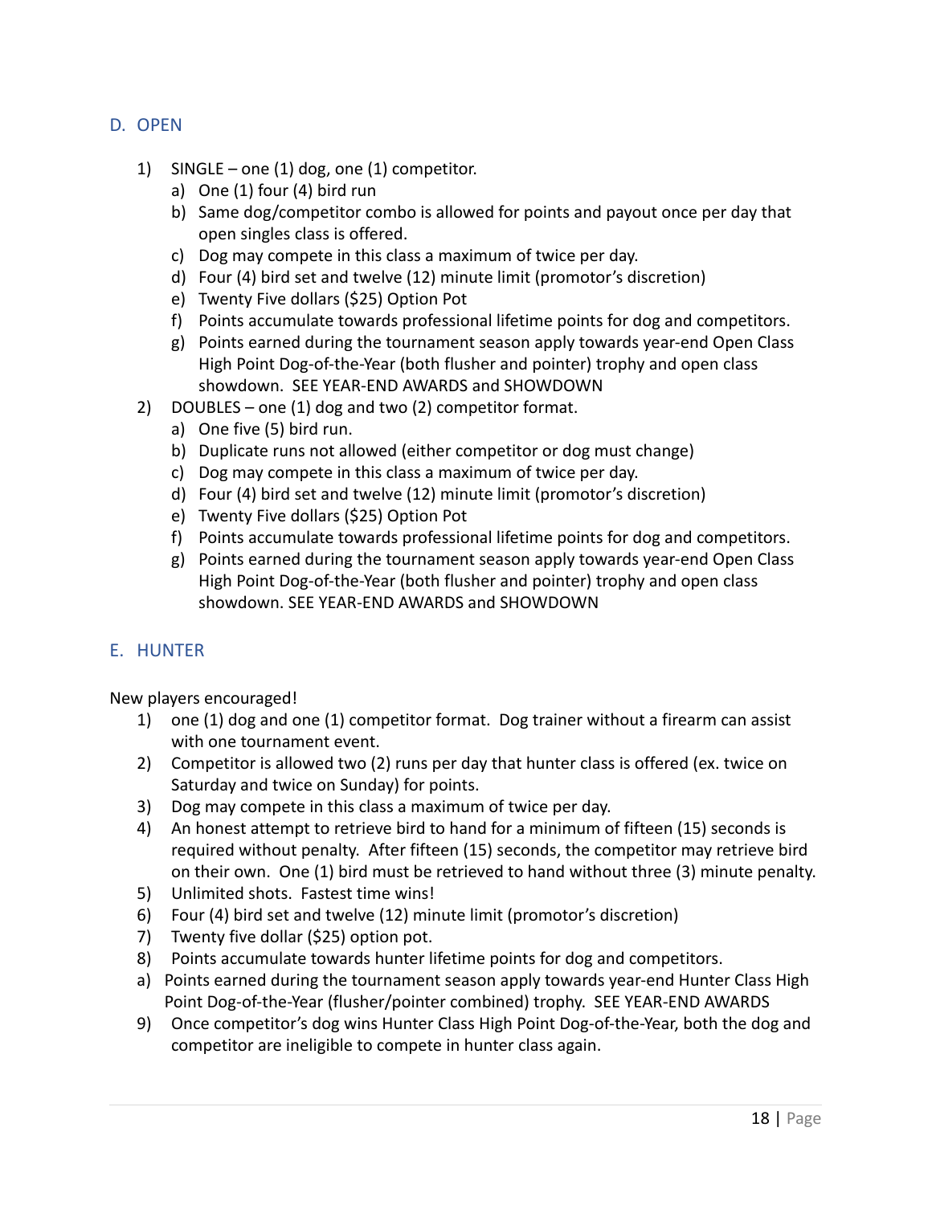## D. OPEN

1) SINGLE – one (1) dog, one (1) competitor.
   a) One (1) four (4) bird run
   b) Same dog/competitor combo is allowed for points and payout once per day that open singles class is offered.
   c) Dog may compete in this class a maximum of twice per day.
   d) Four (4) bird set and twelve (12) minute limit (promotor's discretion)
   e) Twenty Five dollars ($25) Option Pot
   f) Points accumulate towards professional lifetime points for dog and competitors.
   g) Points earned during the tournament season apply towards year-end Open Class High Point Dog-of-the-Year (both flusher and pointer) trophy and open class showdown. SEE YEAR-END AWARDS and SHOWDOWN
2) DOUBLES – one (1) dog and two (2) competitor format.
   a) One five (5) bird run.
   b) Duplicate runs not allowed (either competitor or dog must change)
   c) Dog may compete in this class a maximum of twice per day.
   d) Four (4) bird set and twelve (12) minute limit (promotor's discretion)
   e) Twenty Five dollars ($25) Option Pot
   f) Points accumulate towards professional lifetime points for dog and competitors.
   g) Points earned during the tournament season apply towards year-end Open Class High Point Dog-of-the-Year (both flusher and pointer) trophy and open class showdown. SEE YEAR-END AWARDS and SHOWDOWN

## E. HUNTER

New players encouraged!

1) one (1) dog and one (1) competitor format. Dog trainer without a firearm can assist with one tournament event.
2) Competitor is allowed two (2) runs per day that hunter class is offered (ex. twice on Saturday and twice on Sunday) for points.
3) Dog may compete in this class a maximum of twice per day.
4) An honest attempt to retrieve bird to hand for a minimum of fifteen (15) seconds is required without penalty. After fifteen (15) seconds, the competitor may retrieve bird on their own. One (1) bird must be retrieved to hand without three (3) minute penalty.
5) Unlimited shots. Fastest time wins!
6) Four (4) bird set and twelve (12) minute limit (promotor's discretion)
7) Twenty five dollar ($25) option pot.
8) Points accumulate towards hunter lifetime points for dog and competitors.

a) Points earned during the tournament season apply towards year-end Hunter Class High Point Dog-of-the-Year (flusher/pointer combined) trophy. SEE YEAR-END AWARDS

9) Once competitor's dog wins Hunter Class High Point Dog-of-the-Year, both the dog and competitor are ineligible to compete in hunter class again.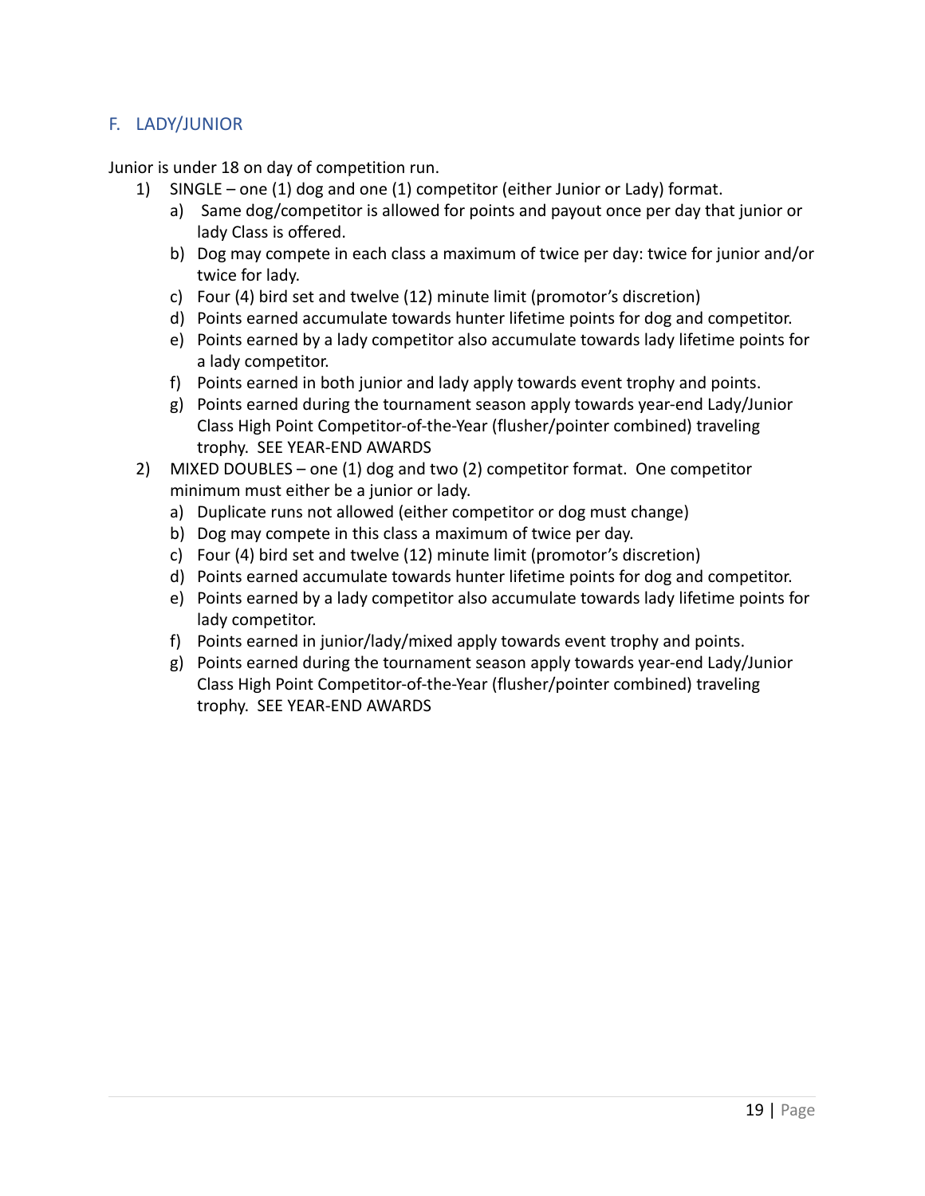## F. LADY/JUNIOR

Junior is under 18 on day of competition run.

1) SINGLE – one (1) dog and one (1) competitor (either Junior or Lady) format.
    a) Same dog/competitor is allowed for points and payout once per day that junior or lady Class is offered.
    b) Dog may compete in each class a maximum of twice per day: twice for junior and/or twice for lady.
    c) Four (4) bird set and twelve (12) minute limit (promotor's discretion)
    d) Points earned accumulate towards hunter lifetime points for dog and competitor.
    e) Points earned by a lady competitor also accumulate towards lady lifetime points for a lady competitor.
    f) Points earned in both junior and lady apply towards event trophy and points.
    g) Points earned during the tournament season apply towards year-end Lady/Junior Class High Point Competitor-of-the-Year (flusher/pointer combined) traveling trophy. SEE YEAR-END AWARDS
2) MIXED DOUBLES – one (1) dog and two (2) competitor format. One competitor minimum must either be a junior or lady.
    a) Duplicate runs not allowed (either competitor or dog must change)
    b) Dog may compete in this class a maximum of twice per day.
    c) Four (4) bird set and twelve (12) minute limit (promotor's discretion)
    d) Points earned accumulate towards hunter lifetime points for dog and competitor.
    e) Points earned by a lady competitor also accumulate towards lady lifetime points for lady competitor.
    f) Points earned in junior/lady/mixed apply towards event trophy and points.
    g) Points earned during the tournament season apply towards year-end Lady/Junior Class High Point Competitor-of-the-Year (flusher/pointer combined) traveling trophy. SEE YEAR-END AWARDS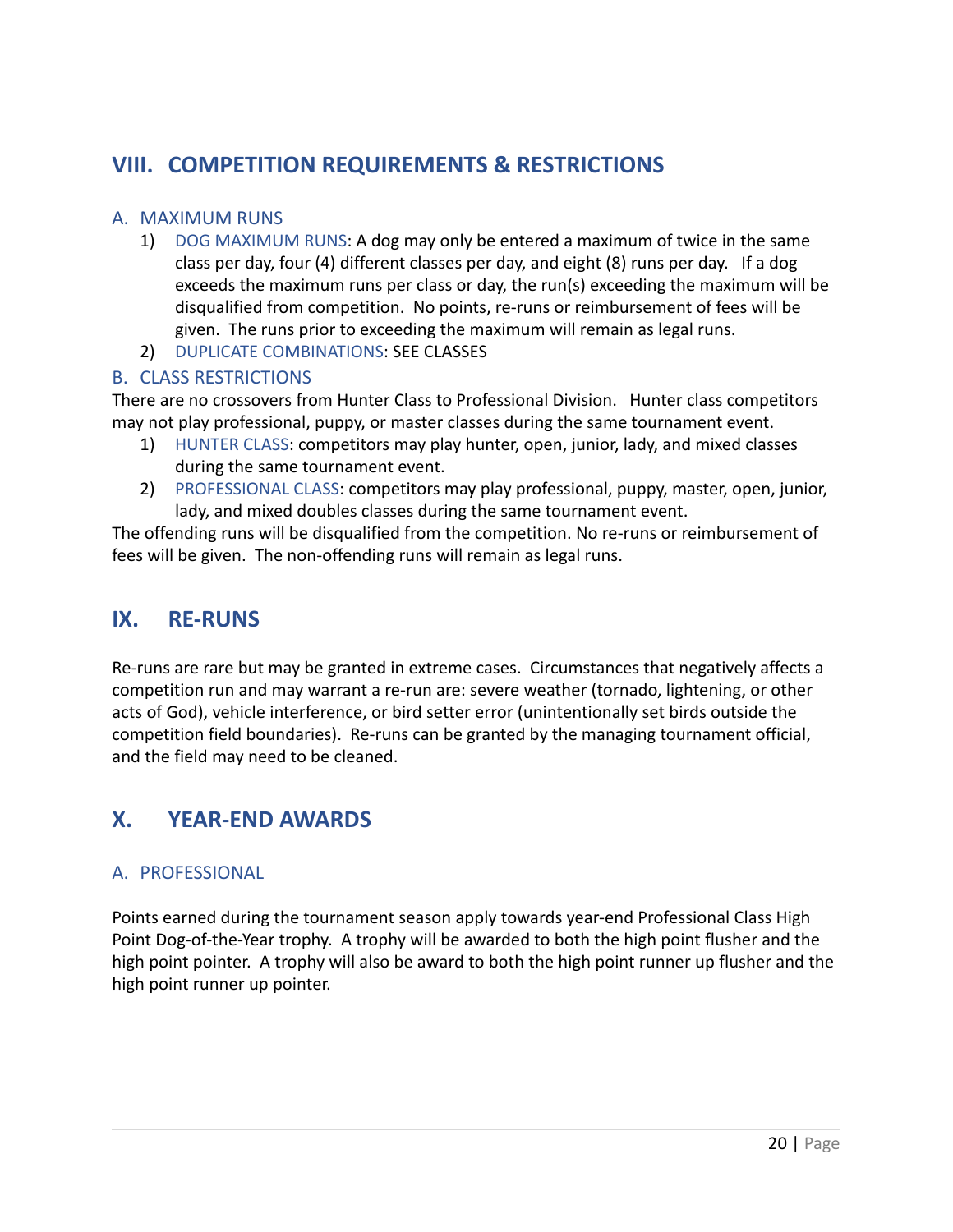## VIII. COMPETITION REQUIREMENTS & RESTRICTIONS

### A. MAXIMUM RUNS

1) DOG MAXIMUM RUNS: A dog may only be entered a maximum of twice in the same class per day, four (4) different classes per day, and eight (8) runs per day. If a dog exceeds the maximum runs per class or day, the run(s) exceeding the maximum will be disqualified from competition. No points, re-runs or reimbursement of fees will be given. The runs prior to exceeding the maximum will remain as legal runs.
2) DUPLICATE COMBINATIONS: SEE CLASSES

### B. CLASS RESTRICTIONS

There are no crossovers from Hunter Class to Professional Division. Hunter class competitors may not play professional, puppy, or master classes during the same tournament event.

1) HUNTER CLASS: competitors may play hunter, open, junior, lady, and mixed classes during the same tournament event.
2) PROFESSIONAL CLASS: competitors may play professional, puppy, master, open, junior, lady, and mixed doubles classes during the same tournament event.

The offending runs will be disqualified from the competition. No re-runs or reimbursement of fees will be given. The non-offending runs will remain as legal runs.

## IX. RE-RUNS

Re-runs are rare but may be granted in extreme cases. Circumstances that negatively affects a competition run and may warrant a re-run are: severe weather (tornado, lightening, or other acts of God), vehicle interference, or bird setter error (unintentionally set birds outside the competition field boundaries). Re-runs can be granted by the managing tournament official, and the field may need to be cleaned.

## X. YEAR-END AWARDS

### A. PROFESSIONAL

Points earned during the tournament season apply towards year-end Professional Class High Point Dog-of-the-Year trophy. A trophy will be awarded to both the high point flusher and the high point pointer. A trophy will also be award to both the high point runner up flusher and the high point runner up pointer.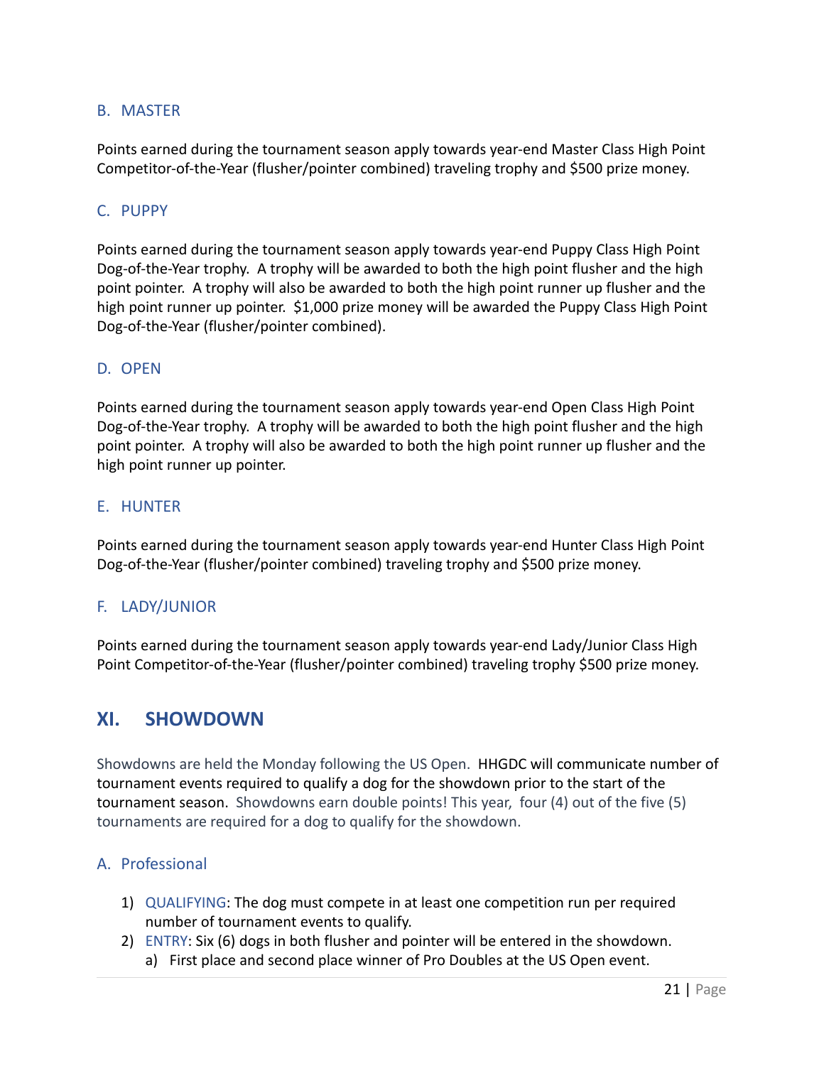### B. MASTER

Points earned during the tournament season apply towards year-end Master Class High Point Competitor-of-the-Year (flusher/pointer combined) traveling trophy and $500 prize money.

### C. PUPPY

Points earned during the tournament season apply towards year-end Puppy Class High Point Dog-of-the-Year trophy. A trophy will be awarded to both the high point flusher and the high point pointer. A trophy will also be awarded to both the high point runner up flusher and the high point runner up pointer. $1,000 prize money will be awarded the Puppy Class High Point Dog-of-the-Year (flusher/pointer combined).

### D. OPEN

Points earned during the tournament season apply towards year-end Open Class High Point Dog-of-the-Year trophy. A trophy will be awarded to both the high point flusher and the high point pointer. A trophy will also be awarded to both the high point runner up flusher and the high point runner up pointer.

### E. HUNTER

Points earned during the tournament season apply towards year-end Hunter Class High Point Dog-of-the-Year (flusher/pointer combined) traveling trophy and $500 prize money.

### F. LADY/JUNIOR

Points earned during the tournament season apply towards year-end Lady/Junior Class High Point Competitor-of-the-Year (flusher/pointer combined) traveling trophy $500 prize money.

## XI. SHOWDOWN

Showdowns are held the Monday following the US Open. HHGDC will communicate number of tournament events required to qualify a dog for the showdown prior to the start of the tournament season. Showdowns earn double points! This year, four (4) out of the five (5) tournaments are required for a dog to qualify for the showdown.

### A. Professional

1) QUALIFYING: The dog must compete in at least one competition run per required number of tournament events to qualify.
2) ENTRY: Six (6) dogs in both flusher and pointer will be entered in the showdown.
   a) First place and second place winner of Pro Doubles at the US Open event.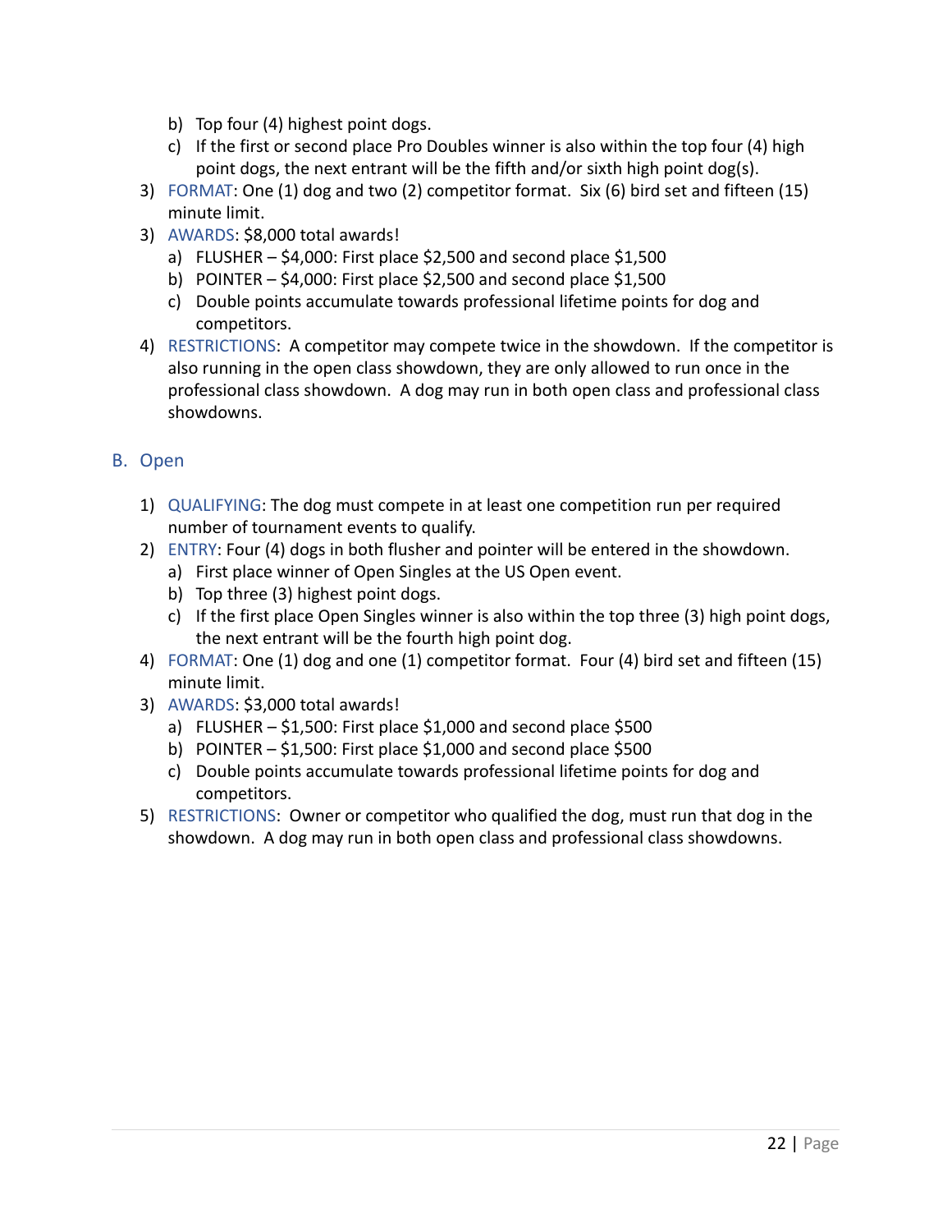b) Top four (4) highest point dogs.
   c) If the first or second place Pro Doubles winner is also within the top four (4) high point dogs, the next entrant will be the fifth and/or sixth high point dog(s).
3) FORMAT: One (1) dog and two (2) competitor format. Six (6) bird set and fifteen (15) minute limit.
3) AWARDS: $8,000 total awards!
   a) FLUSHER – $4,000: First place $2,500 and second place $1,500
   b) POINTER – $4,000: First place $2,500 and second place $1,500
   c) Double points accumulate towards professional lifetime points for dog and competitors.
4) RESTRICTIONS: A competitor may compete twice in the showdown. If the competitor is also running in the open class showdown, they are only allowed to run once in the professional class showdown. A dog may run in both open class and professional class showdowns.

## B. Open

1) QUALIFYING: The dog must compete in at least one competition run per required number of tournament events to qualify.
2) ENTRY: Four (4) dogs in both flusher and pointer will be entered in the showdown.
   a) First place winner of Open Singles at the US Open event.
   b) Top three (3) highest point dogs.
   c) If the first place Open Singles winner is also within the top three (3) high point dogs, the next entrant will be the fourth high point dog.
4) FORMAT: One (1) dog and one (1) competitor format. Four (4) bird set and fifteen (15) minute limit.
3) AWARDS: $3,000 total awards!
   a) FLUSHER – $1,500: First place $1,000 and second place $500
   b) POINTER – $1,500: First place $1,000 and second place $500
   c) Double points accumulate towards professional lifetime points for dog and competitors.
5) RESTRICTIONS: Owner or competitor who qualified the dog, must run that dog in the showdown. A dog may run in both open class and professional class showdowns.